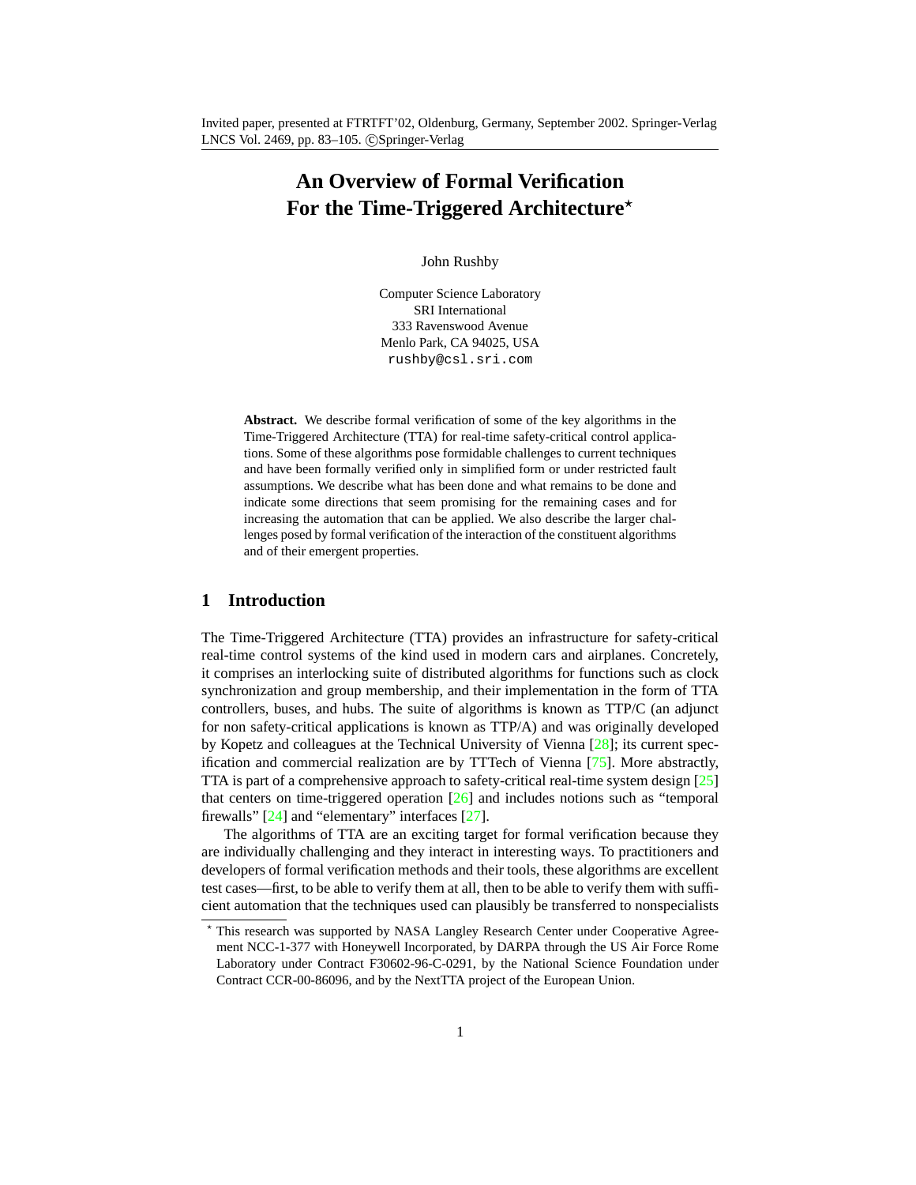Invited paper, presented at FTRTFT'02, Oldenburg, Germany, September 2002. Springer-Verlag LNCS Vol. 2469, pp. 83–105. ©Springer-Verlag

# An Overview of Formal Verification For the Time-Triggered Architecture*

John Rushby

Computer Science Laboratory
SRI International
333 Ravenswood Avenue
Menlo Park, CA 94025, USA
rushby@csl.sri.com

**Abstract.** We describe formal verification of some of the key algorithms in the Time-Triggered Architecture (TTA) for real-time safety-critical control applications. Some of these algorithms pose formidable challenges to current techniques and have been formally verified only in simplified form or under restricted fault assumptions. We describe what has been done and what remains to be done and indicate some directions that seem promising for the remaining cases and for increasing the automation that can be applied. We also describe the larger challenges posed by formal verification of the interaction of the constituent algorithms and of their emergent properties.

## 1 Introduction

The Time-Triggered Architecture (TTA) provides an infrastructure for safety-critical real-time control systems of the kind used in modern cars and airplanes. Concretely, it comprises an interlocking suite of distributed algorithms for functions such as clock synchronization and group membership, and their implementation in the form of TTA controllers, buses, and hubs. The suite of algorithms is known as TTP/C (an adjunct for non safety-critical applications is known as TTP/A) and was originally developed by Kopetz and colleagues at the Technical University of Vienna [28]; its current specification and commercial realization are by TTTech of Vienna [75]. More abstractly, TTA is part of a comprehensive approach to safety-critical real-time system design [25] that centers on time-triggered operation [26] and includes notions such as "temporal firewalls" [24] and "elementary" interfaces [27].

The algorithms of TTA are an exciting target for formal verification because they are individually challenging and they interact in interesting ways. To practitioners and developers of formal verification methods and their tools, these algorithms are excellent test cases—first, to be able to verify them at all, then to be able to verify them with sufficient automation that the techniques used can plausibly be transferred to nonspecialists

* This research was supported by NASA Langley Research Center under Cooperative Agreement NCC-1-377 with Honeywell Incorporated, by DARPA through the US Air Force Rome Laboratory under Contract F30602-96-C-0291, by the National Science Foundation under Contract CCR-00-86096, and by the NextTTA project of the European Union.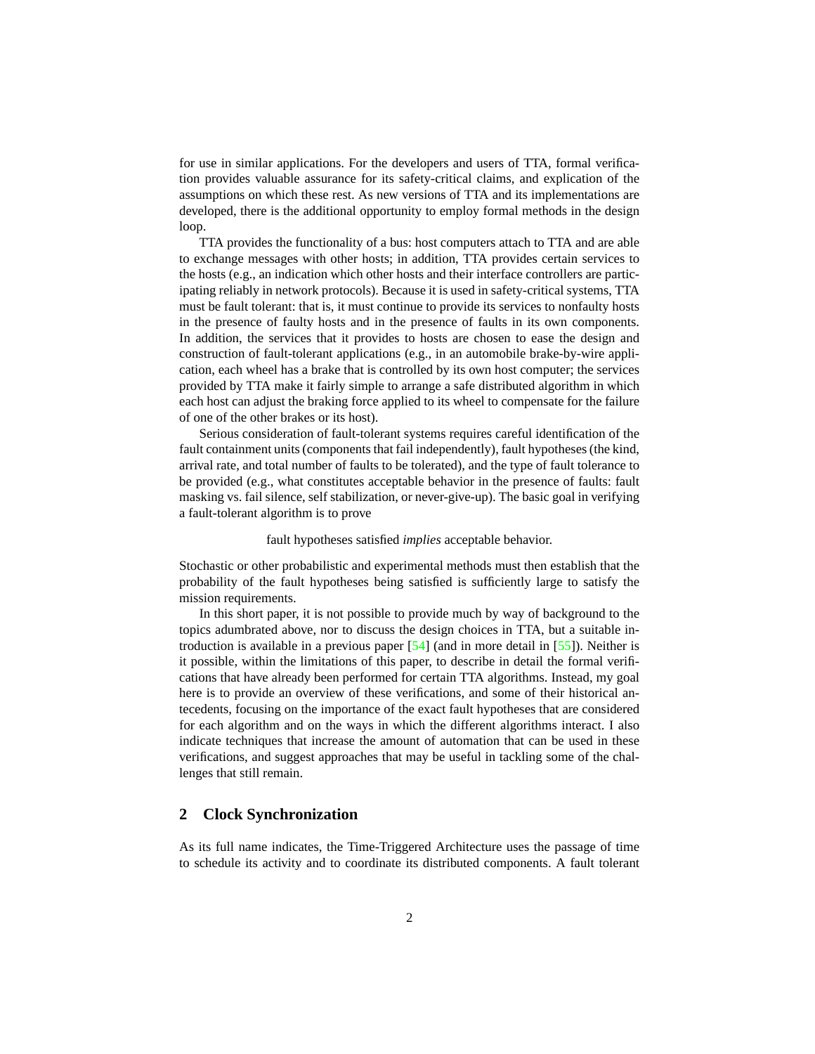for use in similar applications. For the developers and users of TTA, formal verification provides valuable assurance for its safety-critical claims, and explication of the assumptions on which these rest. As new versions of TTA and its implementations are developed, there is the additional opportunity to employ formal methods in the design loop.

TTA provides the functionality of a bus: host computers attach to TTA and are able to exchange messages with other hosts; in addition, TTA provides certain services to the hosts (e.g., an indication which other hosts and their interface controllers are participating reliably in network protocols). Because it is used in safety-critical systems, TTA must be fault tolerant: that is, it must continue to provide its services to nonfaulty hosts in the presence of faulty hosts and in the presence of faults in its own components. In addition, the services that it provides to hosts are chosen to ease the design and construction of fault-tolerant applications (e.g., in an automobile brake-by-wire application, each wheel has a brake that is controlled by its own host computer; the services provided by TTA make it fairly simple to arrange a safe distributed algorithm in which each host can adjust the braking force applied to its wheel to compensate for the failure of one of the other brakes or its host).

Serious consideration of fault-tolerant systems requires careful identification of the fault containment units (components that fail independently), fault hypotheses (the kind, arrival rate, and total number of faults to be tolerated), and the type of fault tolerance to be provided (e.g., what constitutes acceptable behavior in the presence of faults: fault masking vs. fail silence, self stabilization, or never-give-up). The basic goal in verifying a fault-tolerant algorithm is to prove

fault hypotheses satisfied *implies* acceptable behavior.

Stochastic or other probabilistic and experimental methods must then establish that the probability of the fault hypotheses being satisfied is sufficiently large to satisfy the mission requirements.

In this short paper, it is not possible to provide much by way of background to the topics adumbrated above, nor to discuss the design choices in TTA, but a suitable introduction is available in a previous paper [54] (and in more detail in [55]). Neither is it possible, within the limitations of this paper, to describe in detail the formal verifications that have already been performed for certain TTA algorithms. Instead, my goal here is to provide an overview of these verifications, and some of their historical antecedents, focusing on the importance of the exact fault hypotheses that are considered for each algorithm and on the ways in which the different algorithms interact. I also indicate techniques that increase the amount of automation that can be used in these verifications, and suggest approaches that may be useful in tackling some of the challenges that still remain.

## 2 Clock Synchronization

As its full name indicates, the Time-Triggered Architecture uses the passage of time to schedule its activity and to coordinate its distributed components. A fault tolerant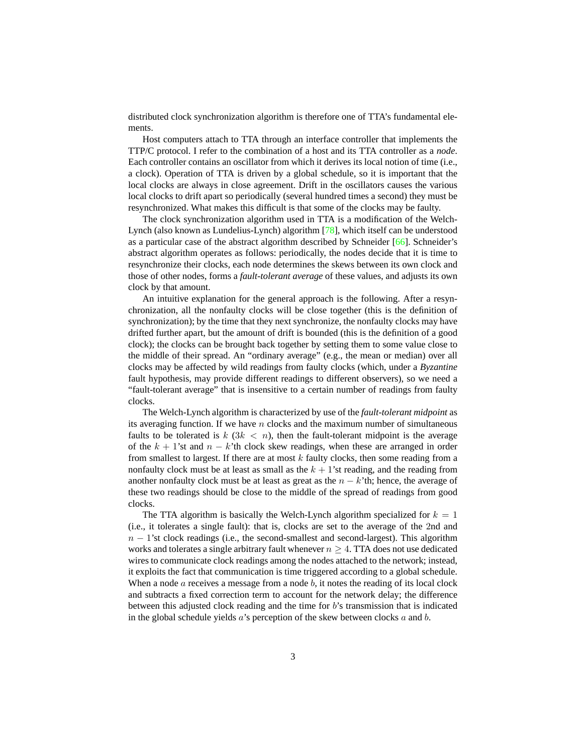distributed clock synchronization algorithm is therefore one of TTA's fundamental elements.

Host computers attach to TTA through an interface controller that implements the TTP/C protocol. I refer to the combination of a host and its TTA controller as a *node*. Each controller contains an oscillator from which it derives its local notion of time (i.e., a clock). Operation of TTA is driven by a global schedule, so it is important that the local clocks are always in close agreement. Drift in the oscillators causes the various local clocks to drift apart so periodically (several hundred times a second) they must be resynchronized. What makes this difficult is that some of the clocks may be faulty.

The clock synchronization algorithm used in TTA is a modification of the Welch-Lynch (also known as Lundelius-Lynch) algorithm [78], which itself can be understood as a particular case of the abstract algorithm described by Schneider [66]. Schneider's abstract algorithm operates as follows: periodically, the nodes decide that it is time to resynchronize their clocks, each node determines the skews between its own clock and those of other nodes, forms a *fault-tolerant average* of these values, and adjusts its own clock by that amount.

An intuitive explanation for the general approach is the following. After a resynchronization, all the nonfaulty clocks will be close together (this is the definition of synchronization); by the time that they next synchronize, the nonfaulty clocks may have drifted further apart, but the amount of drift is bounded (this is the definition of a good clock); the clocks can be brought back together by setting them to some value close to the middle of their spread. An "ordinary average" (e.g., the mean or median) over all clocks may be affected by wild readings from faulty clocks (which, under a *Byzantine* fault hypothesis, may provide different readings to different observers), so we need a "fault-tolerant average" that is insensitive to a certain number of readings from faulty clocks.

The Welch-Lynch algorithm is characterized by use of the *fault-tolerant midpoint* as its averaging function. If we have $n$ clocks and the maximum number of simultaneous faults to be tolerated is $k$ ($3k < n$), then the fault-tolerant midpoint is the average of the $k+1$'st and $n-k$'th clock skew readings, when these are arranged in order from smallest to largest. If there are at most $k$ faulty clocks, then some reading from a nonfaulty clock must be at least as small as the $k+1$'st reading, and the reading from another nonfaulty clock must be at least as great as the $n-k$'th; hence, the average of these two readings should be close to the middle of the spread of readings from good clocks.

The TTA algorithm is basically the Welch-Lynch algorithm specialized for $k = 1$ (i.e., it tolerates a single fault): that is, clocks are set to the average of the 2nd and $n-1$'st clock readings (i.e., the second-smallest and second-largest). This algorithm works and tolerates a single arbitrary fault whenever $n \geq 4$. TTA does not use dedicated wires to communicate clock readings among the nodes attached to the network; instead, it exploits the fact that communication is time triggered according to a global schedule. When a node $a$ receives a message from a node $b$, it notes the reading of its local clock and subtracts a fixed correction term to account for the network delay; the difference between this adjusted clock reading and the time for $b$'s transmission that is indicated in the global schedule yields $a$'s perception of the skew between clocks $a$ and $b$.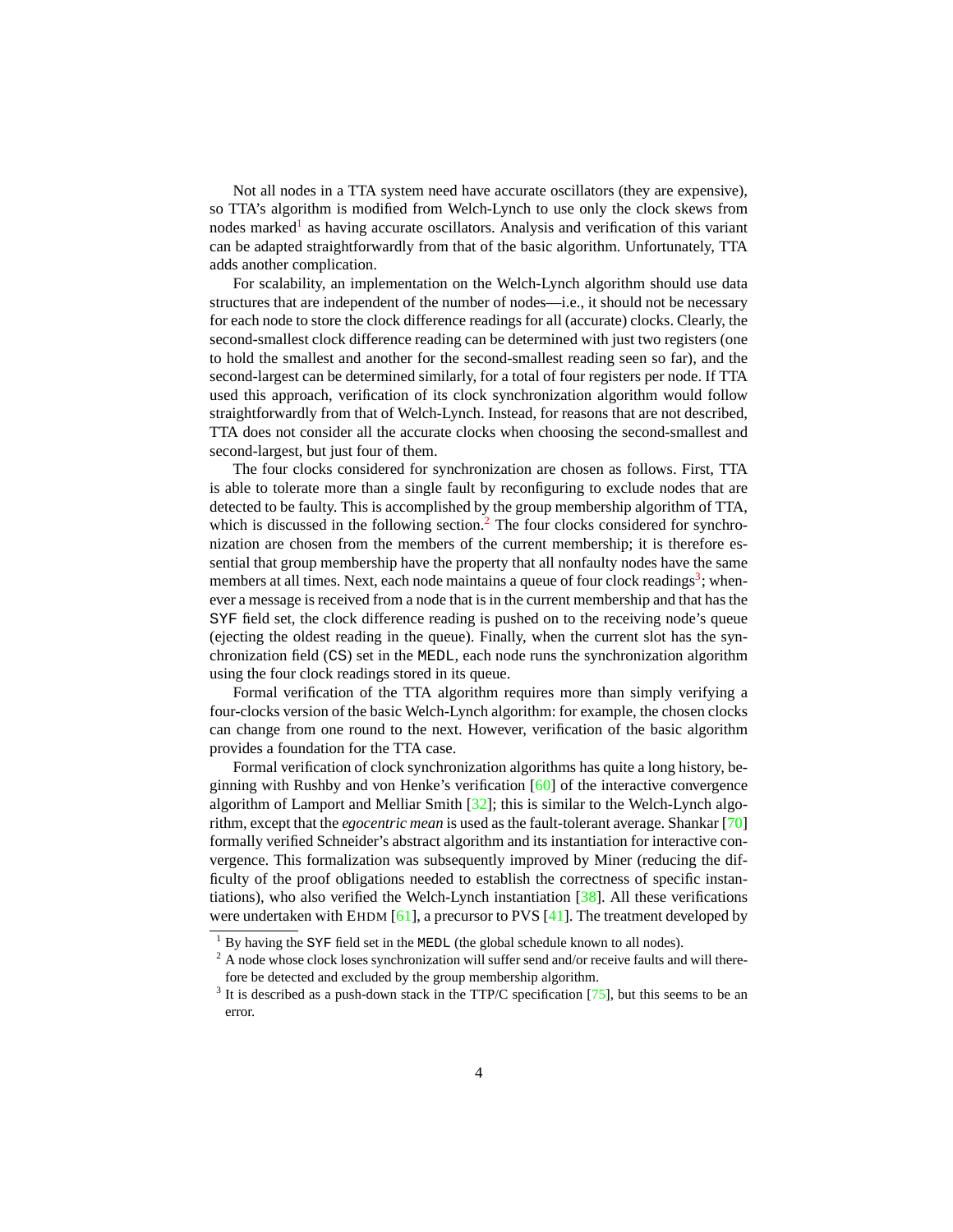Not all nodes in a TTA system need have accurate oscillators (they are expensive), so TTA's algorithm is modified from Welch-Lynch to use only the clock skews from nodes marked[1] as having accurate oscillators. Analysis and verification of this variant can be adapted straightforwardly from that of the basic algorithm. Unfortunately, TTA adds another complication.

For scalability, an implementation on the Welch-Lynch algorithm should use data structures that are independent of the number of nodes—i.e., it should not be necessary for each node to store the clock difference readings for all (accurate) clocks. Clearly, the second-smallest clock difference reading can be determined with just two registers (one to hold the smallest and another for the second-smallest reading seen so far), and the second-largest can be determined similarly, for a total of four registers per node. If TTA used this approach, verification of its clock synchronization algorithm would follow straightforwardly from that of Welch-Lynch. Instead, for reasons that are not described, TTA does not consider all the accurate clocks when choosing the second-smallest and second-largest, but just four of them.

The four clocks considered for synchronization are chosen as follows. First, TTA is able to tolerate more than a single fault by reconfiguring to exclude nodes that are detected to be faulty. This is accomplished by the group membership algorithm of TTA, which is discussed in the following section.[2] The four clocks considered for synchronization are chosen from the members of the current membership; it is therefore essential that group membership have the property that all nonfaulty nodes have the same members at all times. Next, each node maintains a queue of four clock readings[3]; whenever a message is received from a node that is in the current membership and that has the `SYF` field set, the clock difference reading is pushed on to the receiving node's queue (ejecting the oldest reading in the queue). Finally, when the current slot has the synchronization field (`CS`) set in the `MEDL`, each node runs the synchronization algorithm using the four clock readings stored in its queue.

Formal verification of the TTA algorithm requires more than simply verifying a four-clocks version of the basic Welch-Lynch algorithm: for example, the chosen clocks can change from one round to the next. However, verification of the basic algorithm provides a foundation for the TTA case.

Formal verification of clock synchronization algorithms has quite a long history, beginning with Rushby and von Henke's verification [60] of the interactive convergence algorithm of Lamport and Melliar Smith [32]; this is similar to the Welch-Lynch algorithm, except that the *egocentric mean* is used as the fault-tolerant average. Shankar [70] formally verified Schneider's abstract algorithm and its instantiation for interactive convergence. This formalization was subsequently improved by Miner (reducing the difficulty of the proof obligations needed to establish the correctness of specific instantiations), who also verified the Welch-Lynch instantiation [38]. All these verifications were undertaken with EHDM [61], a precursor to PVS [41]. The treatment developed by

---

[1] By having the `SYF` field set in the `MEDL` (the global schedule known to all nodes).

[2] A node whose clock loses synchronization will suffer send and/or receive faults and will therefore be detected and excluded by the group membership algorithm.

[3] It is described as a push-down stack in the TTP/C specification [75], but this seems to be an error.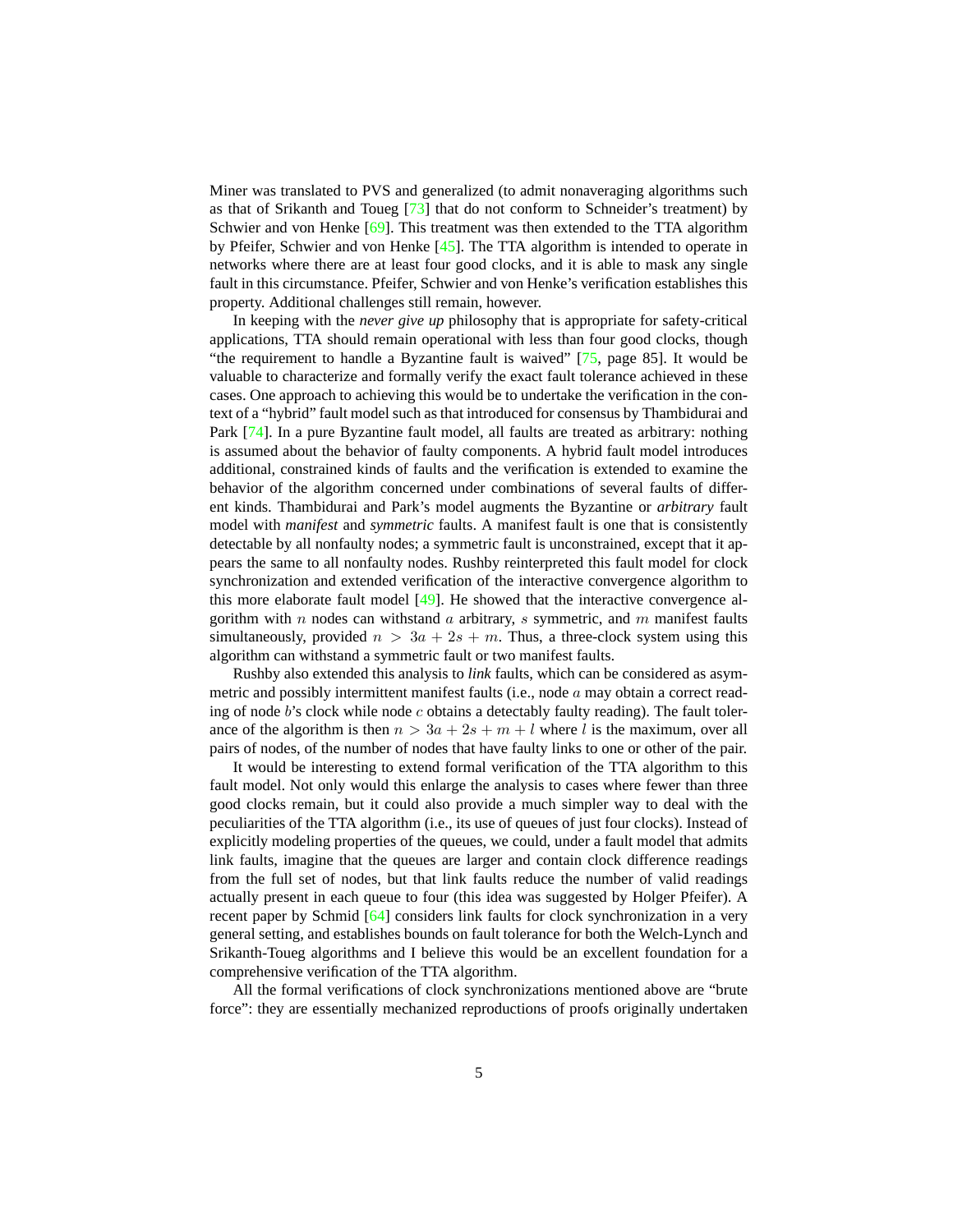Miner was translated to PVS and generalized (to admit nonaveraging algorithms such as that of Srikanth and Toueg [73] that do not conform to Schneider's treatment) by Schwier and von Henke [69]. This treatment was then extended to the TTA algorithm by Pfeifer, Schwier and von Henke [45]. The TTA algorithm is intended to operate in networks where there are at least four good clocks, and it is able to mask any single fault in this circumstance. Pfeifer, Schwier and von Henke's verification establishes this property. Additional challenges still remain, however.

In keeping with the *never give up* philosophy that is appropriate for safety-critical applications, TTA should remain operational with less than four good clocks, though "the requirement to handle a Byzantine fault is waived" [75, page 85]. It would be valuable to characterize and formally verify the exact fault tolerance achieved in these cases. One approach to achieving this would be to undertake the verification in the context of a "hybrid" fault model such as that introduced for consensus by Thambidurai and Park [74]. In a pure Byzantine fault model, all faults are treated as arbitrary: nothing is assumed about the behavior of faulty components. A hybrid fault model introduces additional, constrained kinds of faults and the verification is extended to examine the behavior of the algorithm concerned under combinations of several faults of different kinds. Thambidurai and Park's model augments the Byzantine or *arbitrary* fault model with *manifest* and *symmetric* faults. A manifest fault is one that is consistently detectable by all nonfaulty nodes; a symmetric fault is unconstrained, except that it appears the same to all nonfaulty nodes. Rushby reinterpreted this fault model for clock synchronization and extended verification of the interactive convergence algorithm to this more elaborate fault model [49]. He showed that the interactive convergence algorithm with $n$ nodes can withstand $a$ arbitrary, $s$ symmetric, and $m$ manifest faults simultaneously, provided $n > 3a + 2s + m$. Thus, a three-clock system using this algorithm can withstand a symmetric fault or two manifest faults.

Rushby also extended this analysis to *link* faults, which can be considered as asymmetric and possibly intermittent manifest faults (i.e., node $a$ may obtain a correct reading of node $b$'s clock while node $c$ obtains a detectably faulty reading). The fault tolerance of the algorithm is then $n > 3a + 2s + m + l$ where $l$ is the maximum, over all pairs of nodes, of the number of nodes that have faulty links to one or other of the pair.

It would be interesting to extend formal verification of the TTA algorithm to this fault model. Not only would this enlarge the analysis to cases where fewer than three good clocks remain, but it could also provide a much simpler way to deal with the peculiarities of the TTA algorithm (i.e., its use of queues of just four clocks). Instead of explicitly modeling properties of the queues, we could, under a fault model that admits link faults, imagine that the queues are larger and contain clock difference readings from the full set of nodes, but that link faults reduce the number of valid readings actually present in each queue to four (this idea was suggested by Holger Pfeifer). A recent paper by Schmid [64] considers link faults for clock synchronization in a very general setting, and establishes bounds on fault tolerance for both the Welch-Lynch and Srikanth-Toueg algorithms and I believe this would be an excellent foundation for a comprehensive verification of the TTA algorithm.

All the formal verifications of clock synchronizations mentioned above are "brute force": they are essentially mechanized reproductions of proofs originally undertaken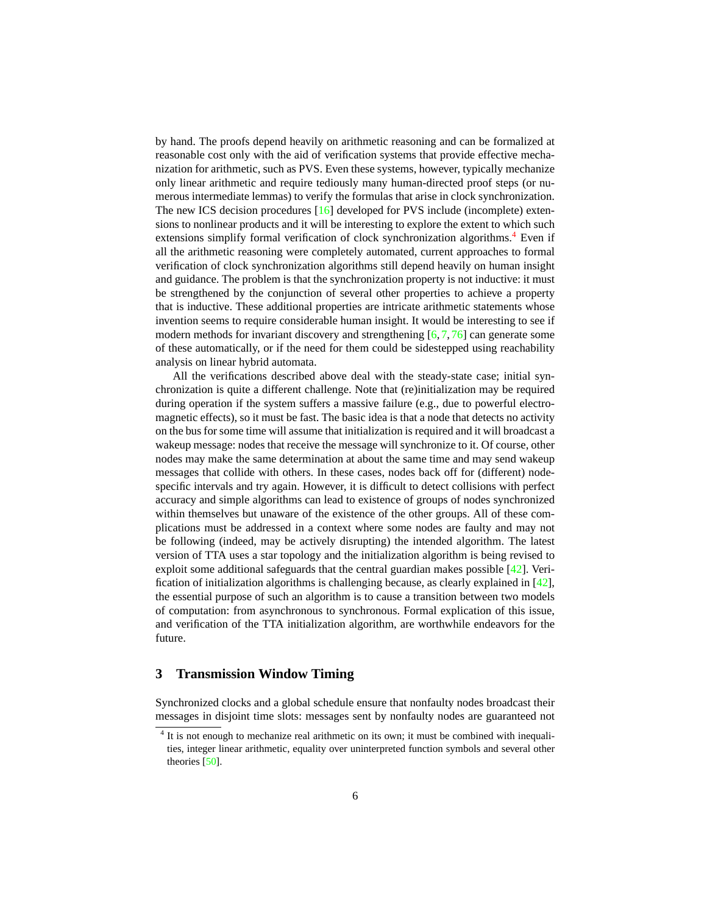by hand. The proofs depend heavily on arithmetic reasoning and can be formalized at reasonable cost only with the aid of verification systems that provide effective mechanization for arithmetic, such as PVS. Even these systems, however, typically mechanize only linear arithmetic and require tediously many human-directed proof steps (or numerous intermediate lemmas) to verify the formulas that arise in clock synchronization. The new ICS decision procedures [16] developed for PVS include (incomplete) extensions to nonlinear products and it will be interesting to explore the extent to which such extensions simplify formal verification of clock synchronization algorithms.[4] Even if all the arithmetic reasoning were completely automated, current approaches to formal verification of clock synchronization algorithms still depend heavily on human insight and guidance. The problem is that the synchronization property is not inductive: it must be strengthened by the conjunction of several other properties to achieve a property that is inductive. These additional properties are intricate arithmetic statements whose invention seems to require considerable human insight. It would be interesting to see if modern methods for invariant discovery and strengthening [6, 7, 76] can generate some of these automatically, or if the need for them could be sidestepped using reachability analysis on linear hybrid automata.

All the verifications described above deal with the steady-state case; initial synchronization is quite a different challenge. Note that (re)initialization may be required during operation if the system suffers a massive failure (e.g., due to powerful electromagnetic effects), so it must be fast. The basic idea is that a node that detects no activity on the bus for some time will assume that initialization is required and it will broadcast a wakeup message: nodes that receive the message will synchronize to it. Of course, other nodes may make the same determination at about the same time and may send wakeup messages that collide with others. In these cases, nodes back off for (different) node-specific intervals and try again. However, it is difficult to detect collisions with perfect accuracy and simple algorithms can lead to existence of groups of nodes synchronized within themselves but unaware of the existence of the other groups. All of these complications must be addressed in a context where some nodes are faulty and may not be following (indeed, may be actively disrupting) the intended algorithm. The latest version of TTA uses a star topology and the initialization algorithm is being revised to exploit some additional safeguards that the central guardian makes possible [42]. Verification of initialization algorithms is challenging because, as clearly explained in [42], the essential purpose of such an algorithm is to cause a transition between two models of computation: from asynchronous to synchronous. Formal explication of this issue, and verification of the TTA initialization algorithm, are worthwhile endeavors for the future.

## 3 Transmission Window Timing

Synchronized clocks and a global schedule ensure that nonfaulty nodes broadcast their messages in disjoint time slots: messages sent by nonfaulty nodes are guaranteed not

[4] It is not enough to mechanize real arithmetic on its own; it must be combined with inequalities, integer linear arithmetic, equality over uninterpreted function symbols and several other theories [50].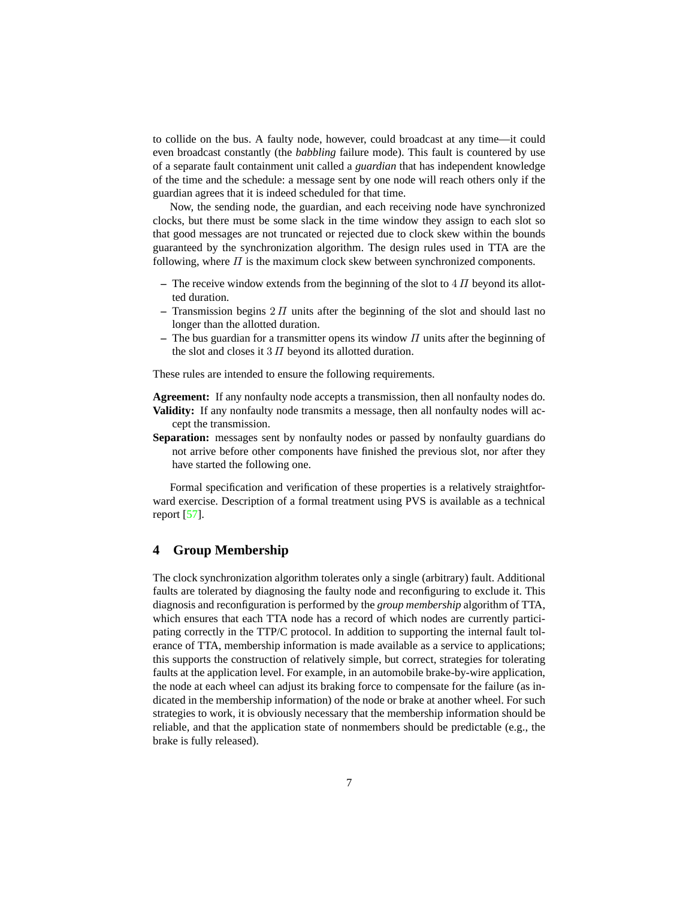to collide on the bus. A faulty node, however, could broadcast at any time—it could even broadcast constantly (the *babbling* failure mode). This fault is countered by use of a separate fault containment unit called a *guardian* that has independent knowledge of the time and the schedule: a message sent by one node will reach others only if the guardian agrees that it is indeed scheduled for that time.

Now, the sending node, the guardian, and each receiving node have synchronized clocks, but there must be some slack in the time window they assign to each slot so that good messages are not truncated or rejected due to clock skew within the bounds guaranteed by the synchronization algorithm. The design rules used in TTA are the following, where $\Pi$ is the maximum clock skew between synchronized components.

- The receive window extends from the beginning of the slot to $4\,\Pi$ beyond its allotted duration.
- Transmission begins $2\,\Pi$ units after the beginning of the slot and should last no longer than the allotted duration.
- The bus guardian for a transmitter opens its window $\Pi$ units after the beginning of the slot and closes it $3\,\Pi$ beyond its allotted duration.

These rules are intended to ensure the following requirements.

**Agreement:** If any nonfaulty node accepts a transmission, then all nonfaulty nodes do.
**Validity:** If any nonfaulty node transmits a message, then all nonfaulty nodes will accept the transmission.
**Separation:** messages sent by nonfaulty nodes or passed by nonfaulty guardians do not arrive before other components have finished the previous slot, nor after they have started the following one.

Formal specification and verification of these properties is a relatively straightforward exercise. Description of a formal treatment using PVS is available as a technical report [57].

## 4 Group Membership

The clock synchronization algorithm tolerates only a single (arbitrary) fault. Additional faults are tolerated by diagnosing the faulty node and reconfiguring to exclude it. This diagnosis and reconfiguration is performed by the *group membership* algorithm of TTA, which ensures that each TTA node has a record of which nodes are currently participating correctly in the TTP/C protocol. In addition to supporting the internal fault tolerance of TTA, membership information is made available as a service to applications; this supports the construction of relatively simple, but correct, strategies for tolerating faults at the application level. For example, in an automobile brake-by-wire application, the node at each wheel can adjust its braking force to compensate for the failure (as indicated in the membership information) of the node or brake at another wheel. For such strategies to work, it is obviously necessary that the membership information should be reliable, and that the application state of nonmembers should be predictable (e.g., the brake is fully released).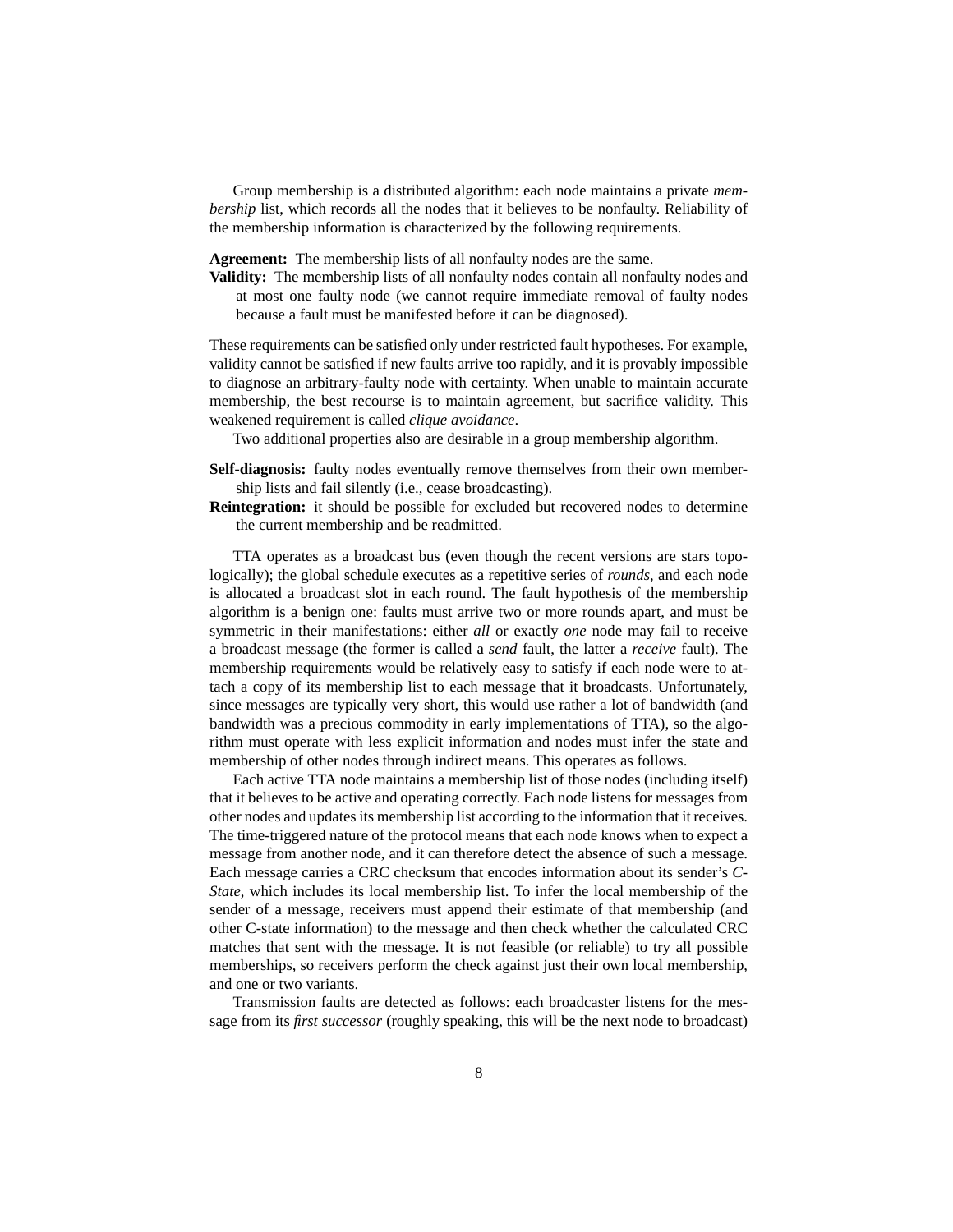Group membership is a distributed algorithm: each node maintains a private *membership* list, which records all the nodes that it believes to be nonfaulty. Reliability of the membership information is characterized by the following requirements.

**Agreement:** The membership lists of all nonfaulty nodes are the same.

**Validity:** The membership lists of all nonfaulty nodes contain all nonfaulty nodes and at most one faulty node (we cannot require immediate removal of faulty nodes because a fault must be manifested before it can be diagnosed).

These requirements can be satisfied only under restricted fault hypotheses. For example, validity cannot be satisfied if new faults arrive too rapidly, and it is provably impossible to diagnose an arbitrary-faulty node with certainty. When unable to maintain accurate membership, the best recourse is to maintain agreement, but sacrifice validity. This weakened requirement is called *clique avoidance*.

Two additional properties also are desirable in a group membership algorithm.

**Self-diagnosis:** faulty nodes eventually remove themselves from their own membership lists and fail silently (i.e., cease broadcasting).

**Reintegration:** it should be possible for excluded but recovered nodes to determine the current membership and be readmitted.

TTA operates as a broadcast bus (even though the recent versions are stars topologically); the global schedule executes as a repetitive series of *rounds*, and each node is allocated a broadcast slot in each round. The fault hypothesis of the membership algorithm is a benign one: faults must arrive two or more rounds apart, and must be symmetric in their manifestations: either *all* or exactly *one* node may fail to receive a broadcast message (the former is called a *send* fault, the latter a *receive* fault). The membership requirements would be relatively easy to satisfy if each node were to attach a copy of its membership list to each message that it broadcasts. Unfortunately, since messages are typically very short, this would use rather a lot of bandwidth (and bandwidth was a precious commodity in early implementations of TTA), so the algorithm must operate with less explicit information and nodes must infer the state and membership of other nodes through indirect means. This operates as follows.

Each active TTA node maintains a membership list of those nodes (including itself) that it believes to be active and operating correctly. Each node listens for messages from other nodes and updates its membership list according to the information that it receives. The time-triggered nature of the protocol means that each node knows when to expect a message from another node, and it can therefore detect the absence of such a message. Each message carries a CRC checksum that encodes information about its sender's *C-State*, which includes its local membership list. To infer the local membership of the sender of a message, receivers must append their estimate of that membership (and other C-state information) to the message and then check whether the calculated CRC matches that sent with the message. It is not feasible (or reliable) to try all possible memberships, so receivers perform the check against just their own local membership, and one or two variants.

Transmission faults are detected as follows: each broadcaster listens for the message from its *first successor* (roughly speaking, this will be the next node to broadcast)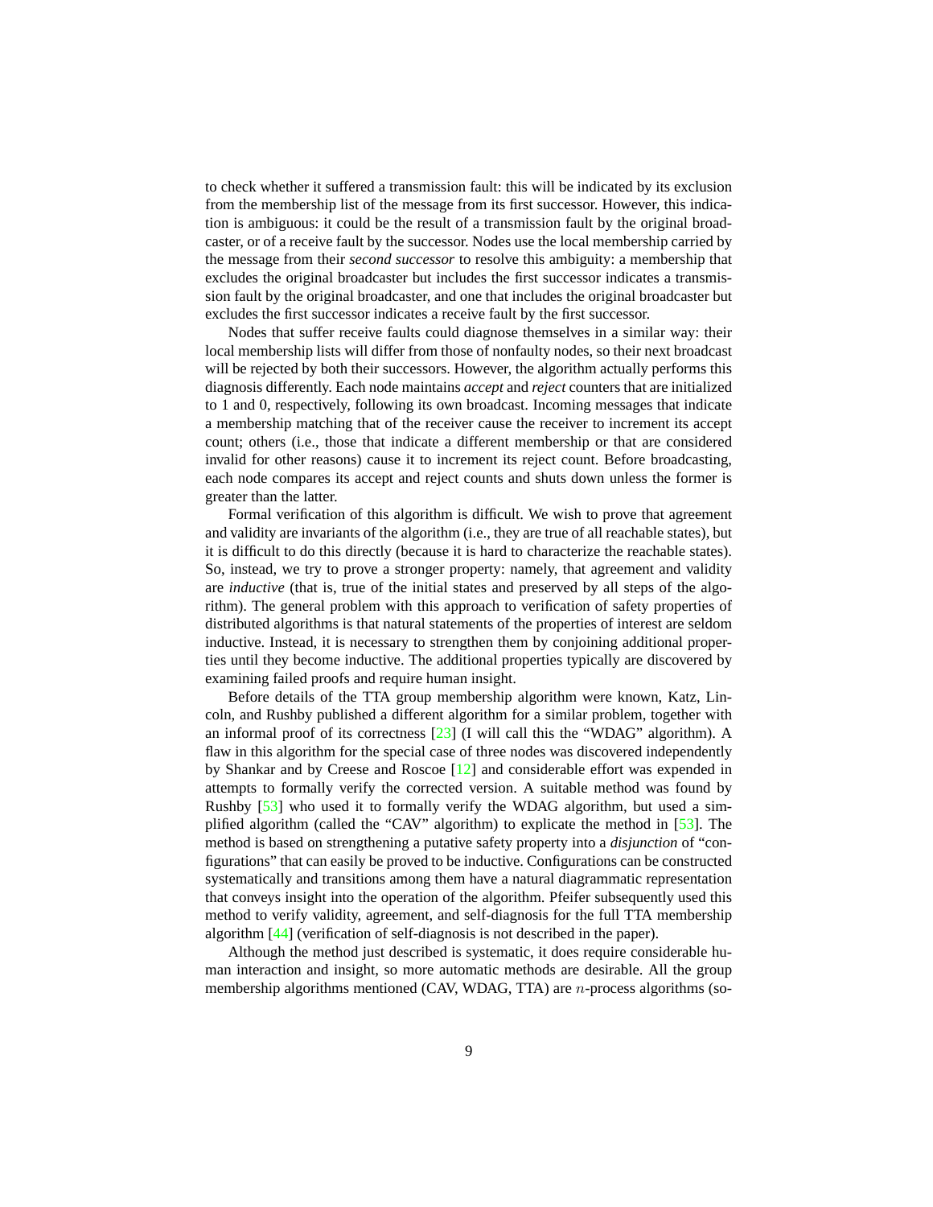to check whether it suffered a transmission fault: this will be indicated by its exclusion from the membership list of the message from its first successor. However, this indication is ambiguous: it could be the result of a transmission fault by the original broadcaster, or of a receive fault by the successor. Nodes use the local membership carried by the message from their *second successor* to resolve this ambiguity: a membership that excludes the original broadcaster but includes the first successor indicates a transmission fault by the original broadcaster, and one that includes the original broadcaster but excludes the first successor indicates a receive fault by the first successor.

Nodes that suffer receive faults could diagnose themselves in a similar way: their local membership lists will differ from those of nonfaulty nodes, so their next broadcast will be rejected by both their successors. However, the algorithm actually performs this diagnosis differently. Each node maintains *accept* and *reject* counters that are initialized to 1 and 0, respectively, following its own broadcast. Incoming messages that indicate a membership matching that of the receiver cause the receiver to increment its accept count; others (i.e., those that indicate a different membership or that are considered invalid for other reasons) cause it to increment its reject count. Before broadcasting, each node compares its accept and reject counts and shuts down unless the former is greater than the latter.

Formal verification of this algorithm is difficult. We wish to prove that agreement and validity are invariants of the algorithm (i.e., they are true of all reachable states), but it is difficult to do this directly (because it is hard to characterize the reachable states). So, instead, we try to prove a stronger property: namely, that agreement and validity are *inductive* (that is, true of the initial states and preserved by all steps of the algorithm). The general problem with this approach to verification of safety properties of distributed algorithms is that natural statements of the properties of interest are seldom inductive. Instead, it is necessary to strengthen them by conjoining additional properties until they become inductive. The additional properties typically are discovered by examining failed proofs and require human insight.

Before details of the TTA group membership algorithm were known, Katz, Lincoln, and Rushby published a different algorithm for a similar problem, together with an informal proof of its correctness [23] (I will call this the "WDAG" algorithm). A flaw in this algorithm for the special case of three nodes was discovered independently by Shankar and by Creese and Roscoe [12] and considerable effort was expended in attempts to formally verify the corrected version. A suitable method was found by Rushby [53] who used it to formally verify the WDAG algorithm, but used a simplified algorithm (called the "CAV" algorithm) to explicate the method in [53]. The method is based on strengthening a putative safety property into a *disjunction* of "configurations" that can easily be proved to be inductive. Configurations can be constructed systematically and transitions among them have a natural diagrammatic representation that conveys insight into the operation of the algorithm. Pfeifer subsequently used this method to verify validity, agreement, and self-diagnosis for the full TTA membership algorithm [44] (verification of self-diagnosis is not described in the paper).

Although the method just described is systematic, it does require considerable human interaction and insight, so more automatic methods are desirable. All the group membership algorithms mentioned (CAV, WDAG, TTA) are $n$-process algorithms (so-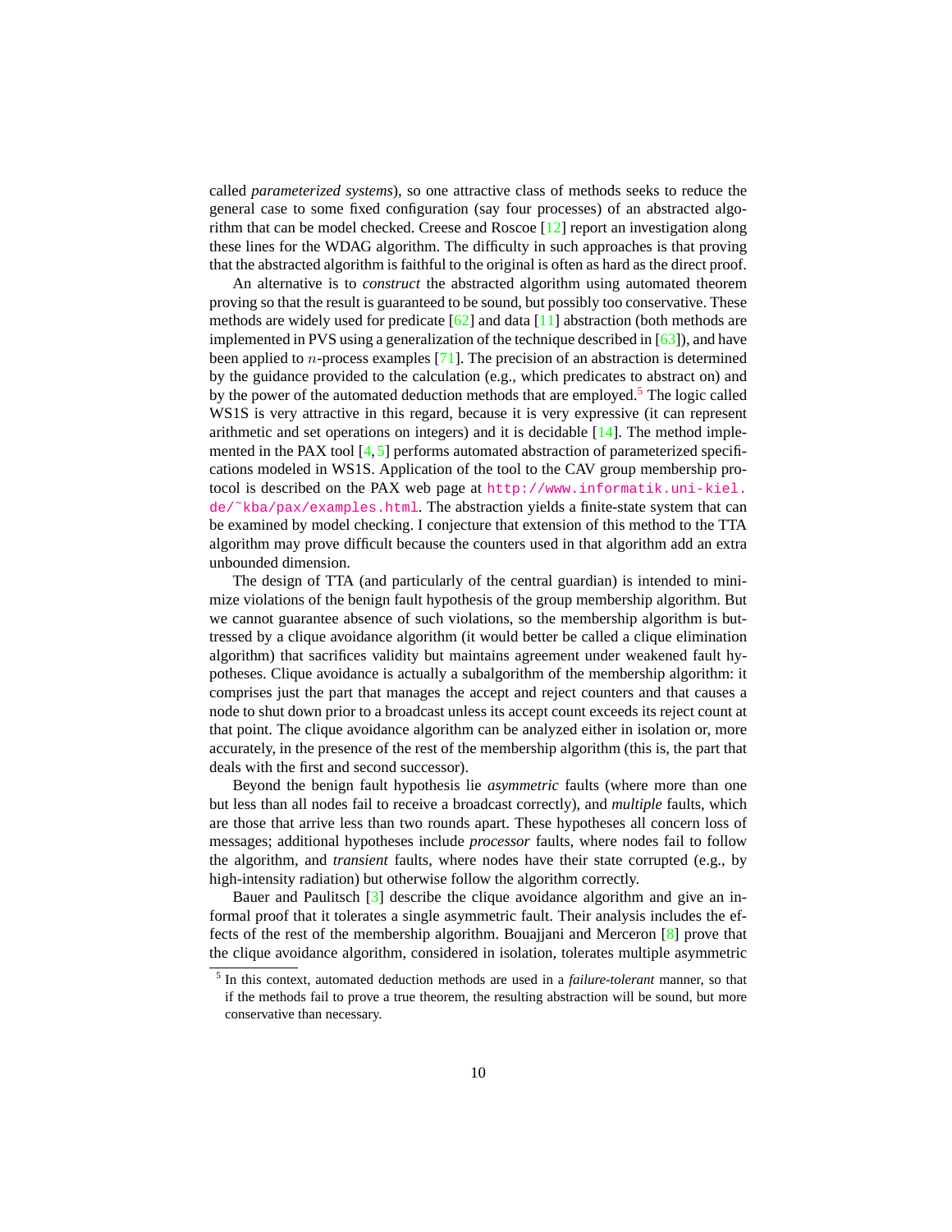called *parameterized systems*), so one attractive class of methods seeks to reduce the general case to some fixed configuration (say four processes) of an abstracted algorithm that can be model checked. Creese and Roscoe [12] report an investigation along these lines for the WDAG algorithm. The difficulty in such approaches is that proving that the abstracted algorithm is faithful to the original is often as hard as the direct proof.

An alternative is to *construct* the abstracted algorithm using automated theorem proving so that the result is guaranteed to be sound, but possibly too conservative. These methods are widely used for predicate [62] and data [11] abstraction (both methods are implemented in PVS using a generalization of the technique described in [63]), and have been applied to $n$-process examples [71]. The precision of an abstraction is determined by the guidance provided to the calculation (e.g., which predicates to abstract on) and by the power of the automated deduction methods that are employed.[5] The logic called WS1S is very attractive in this regard, because it is very expressive (it can represent arithmetic and set operations on integers) and it is decidable [14]. The method implemented in the PAX tool [4, 5] performs automated abstraction of parameterized specifications modeled in WS1S. Application of the tool to the CAV group membership protocol is described on the PAX web page at `http://www.informatik.uni-kiel.de/~kba/pax/examples.html`. The abstraction yields a finite-state system that can be examined by model checking. I conjecture that extension of this method to the TTA algorithm may prove difficult because the counters used in that algorithm add an extra unbounded dimension.

The design of TTA (and particularly of the central guardian) is intended to minimize violations of the benign fault hypothesis of the group membership algorithm. But we cannot guarantee absence of such violations, so the membership algorithm is buttressed by a clique avoidance algorithm (it would better be called a clique elimination algorithm) that sacrifices validity but maintains agreement under weakened fault hypotheses. Clique avoidance is actually a subalgorithm of the membership algorithm: it comprises just the part that manages the accept and reject counters and that causes a node to shut down prior to a broadcast unless its accept count exceeds its reject count at that point. The clique avoidance algorithm can be analyzed either in isolation or, more accurately, in the presence of the rest of the membership algorithm (this is, the part that deals with the first and second successor).

Beyond the benign fault hypothesis lie *asymmetric* faults (where more than one but less than all nodes fail to receive a broadcast correctly), and *multiple* faults, which are those that arrive less than two rounds apart. These hypotheses all concern loss of messages; additional hypotheses include *processor* faults, where nodes fail to follow the algorithm, and *transient* faults, where nodes have their state corrupted (e.g., by high-intensity radiation) but otherwise follow the algorithm correctly.

Bauer and Paulitsch [3] describe the clique avoidance algorithm and give an informal proof that it tolerates a single asymmetric fault. Their analysis includes the effects of the rest of the membership algorithm. Bouajjani and Merceron [8] prove that the clique avoidance algorithm, considered in isolation, tolerates multiple asymmetric

[5] In this context, automated deduction methods are used in a *failure-tolerant* manner, so that if the methods fail to prove a true theorem, the resulting abstraction will be sound, but more conservative than necessary.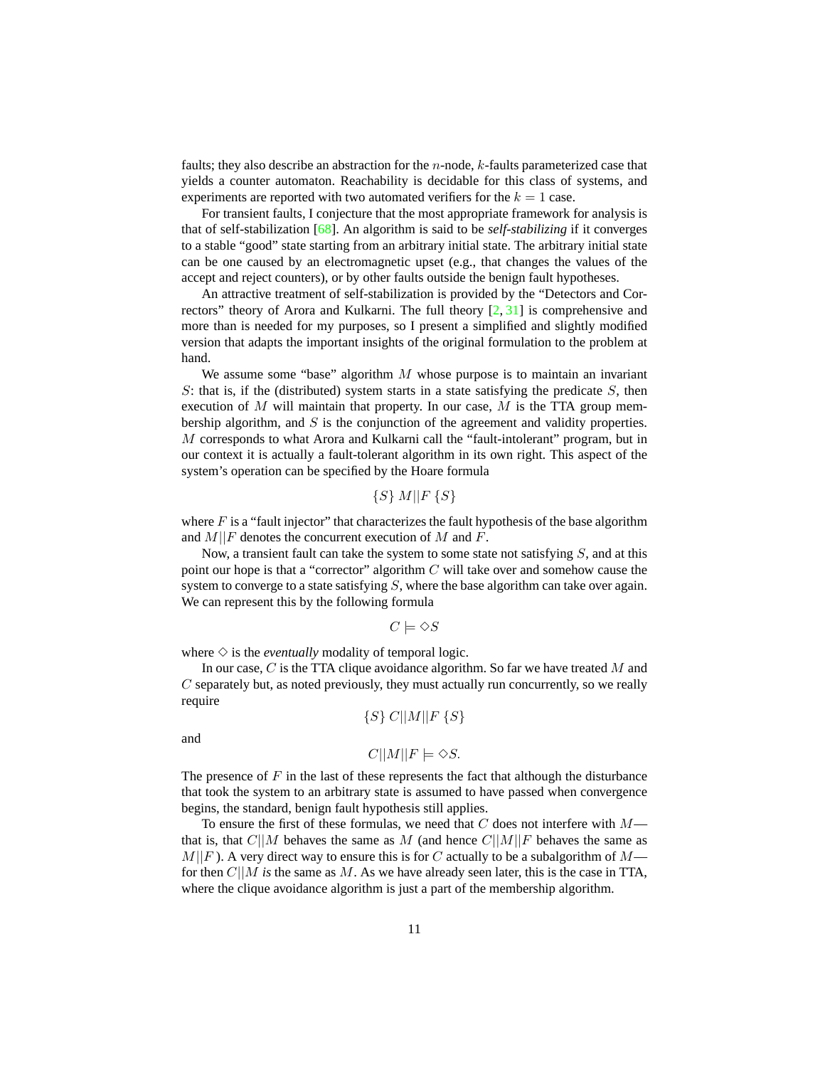faults; they also describe an abstraction for the $n$-node, $k$-faults parameterized case that yields a counter automaton. Reachability is decidable for this class of systems, and experiments are reported with two automated verifiers for the $k = 1$ case.

For transient faults, I conjecture that the most appropriate framework for analysis is that of self-stabilization [68]. An algorithm is said to be *self-stabilizing* if it converges to a stable "good" state starting from an arbitrary initial state. The arbitrary initial state can be one caused by an electromagnetic upset (e.g., that changes the values of the accept and reject counters), or by other faults outside the benign fault hypotheses.

An attractive treatment of self-stabilization is provided by the "Detectors and Correctors" theory of Arora and Kulkarni. The full theory [2, 31] is comprehensive and more than is needed for my purposes, so I present a simplified and slightly modified version that adapts the important insights of the original formulation to the problem at hand.

We assume some "base" algorithm $M$ whose purpose is to maintain an invariant $S$: that is, if the (distributed) system starts in a state satisfying the predicate $S$, then execution of $M$ will maintain that property. In our case, $M$ is the TTA group membership algorithm, and $S$ is the conjunction of the agreement and validity properties. $M$ corresponds to what Arora and Kulkarni call the "fault-intolerant" program, but in our context it is actually a fault-tolerant algorithm in its own right. This aspect of the system's operation can be specified by the Hoare formula

$$\{S\}\; M||F\; \{S\}$$

where $F$ is a "fault injector" that characterizes the fault hypothesis of the base algorithm and $M||F$ denotes the concurrent execution of $M$ and $F$.

Now, a transient fault can take the system to some state not satisfying $S$, and at this point our hope is that a "corrector" algorithm $C$ will take over and somehow cause the system to converge to a state satisfying $S$, where the base algorithm can take over again. We can represent this by the following formula

$$C \models \Diamond S$$

where $\Diamond$ is the *eventually* modality of temporal logic.

In our case, $C$ is the TTA clique avoidance algorithm. So far we have treated $M$ and $C$ separately but, as noted previously, they must actually run concurrently, so we really require

$$\{S\}\; C||M||F\; \{S\}$$

and

$$C||M||F \models \Diamond S.$$

The presence of $F$ in the last of these represents the fact that although the disturbance that took the system to an arbitrary state is assumed to have passed when convergence begins, the standard, benign fault hypothesis still applies.

To ensure the first of these formulas, we need that $C$ does not interfere with $M$—that is, that $C||M$ behaves the same as $M$ (and hence $C||M||F$ behaves the same as $M||F$). A very direct way to ensure this is for $C$ actually to be a subalgorithm of $M$—for then $C||M$ *is* the same as $M$. As we have already seen later, this is the case in TTA, where the clique avoidance algorithm is just a part of the membership algorithm.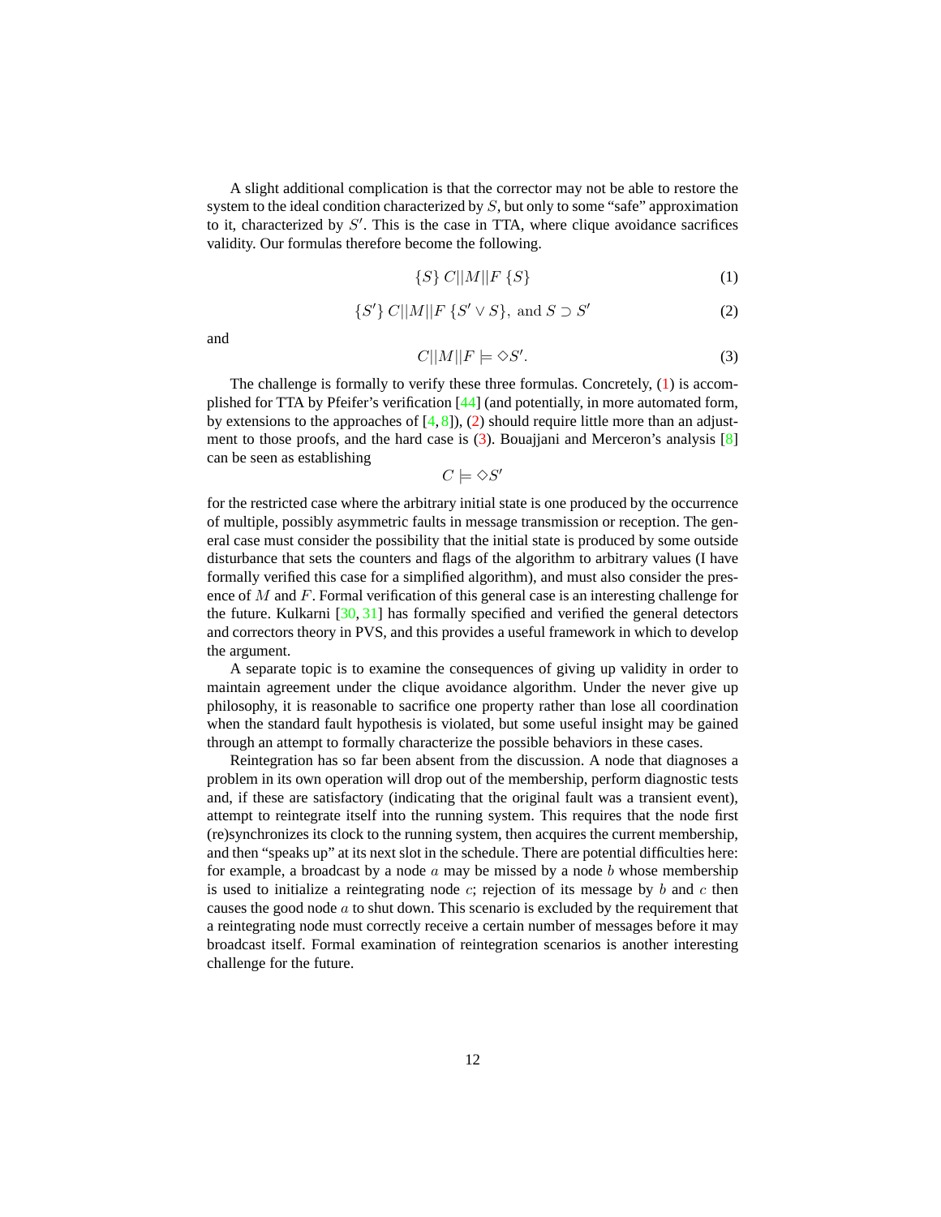A slight additional complication is that the corrector may not be able to restore the system to the ideal condition characterized by $S$, but only to some "safe" approximation to it, characterized by $S'$. This is the case in TTA, where clique avoidance sacrifices validity. Our formulas therefore become the following.

$$\{S\}\ C||M||F\ \{S\} \tag{1}$$

$$\{S'\}\ C||M||F\ \{S' \vee S\},\ \text{and}\ S \supset S' \tag{2}$$

and

$$C||M||F \models \Diamond S'. \tag{3}$$

The challenge is formally to verify these three formulas. Concretely, (1) is accomplished for TTA by Pfeifer's verification [44] (and potentially, in more automated form, by extensions to the approaches of [4, 8]), (2) should require little more than an adjustment to those proofs, and the hard case is (3). Bouajjani and Merceron's analysis [8] can be seen as establishing

$$C \models \Diamond S'$$

for the restricted case where the arbitrary initial state is one produced by the occurrence of multiple, possibly asymmetric faults in message transmission or reception. The general case must consider the possibility that the initial state is produced by some outside disturbance that sets the counters and flags of the algorithm to arbitrary values (I have formally verified this case for a simplified algorithm), and must also consider the presence of $M$ and $F$. Formal verification of this general case is an interesting challenge for the future. Kulkarni [30, 31] has formally specified and verified the general detectors and correctors theory in PVS, and this provides a useful framework in which to develop the argument.

A separate topic is to examine the consequences of giving up validity in order to maintain agreement under the clique avoidance algorithm. Under the never give up philosophy, it is reasonable to sacrifice one property rather than lose all coordination when the standard fault hypothesis is violated, but some useful insight may be gained through an attempt to formally characterize the possible behaviors in these cases.

Reintegration has so far been absent from the discussion. A node that diagnoses a problem in its own operation will drop out of the membership, perform diagnostic tests and, if these are satisfactory (indicating that the original fault was a transient event), attempt to reintegrate itself into the running system. This requires that the node first (re)synchronizes its clock to the running system, then acquires the current membership, and then "speaks up" at its next slot in the schedule. There are potential difficulties here: for example, a broadcast by a node $a$ may be missed by a node $b$ whose membership is used to initialize a reintegrating node $c$; rejection of its message by $b$ and $c$ then causes the good node $a$ to shut down. This scenario is excluded by the requirement that a reintegrating node must correctly receive a certain number of messages before it may broadcast itself. Formal examination of reintegration scenarios is another interesting challenge for the future.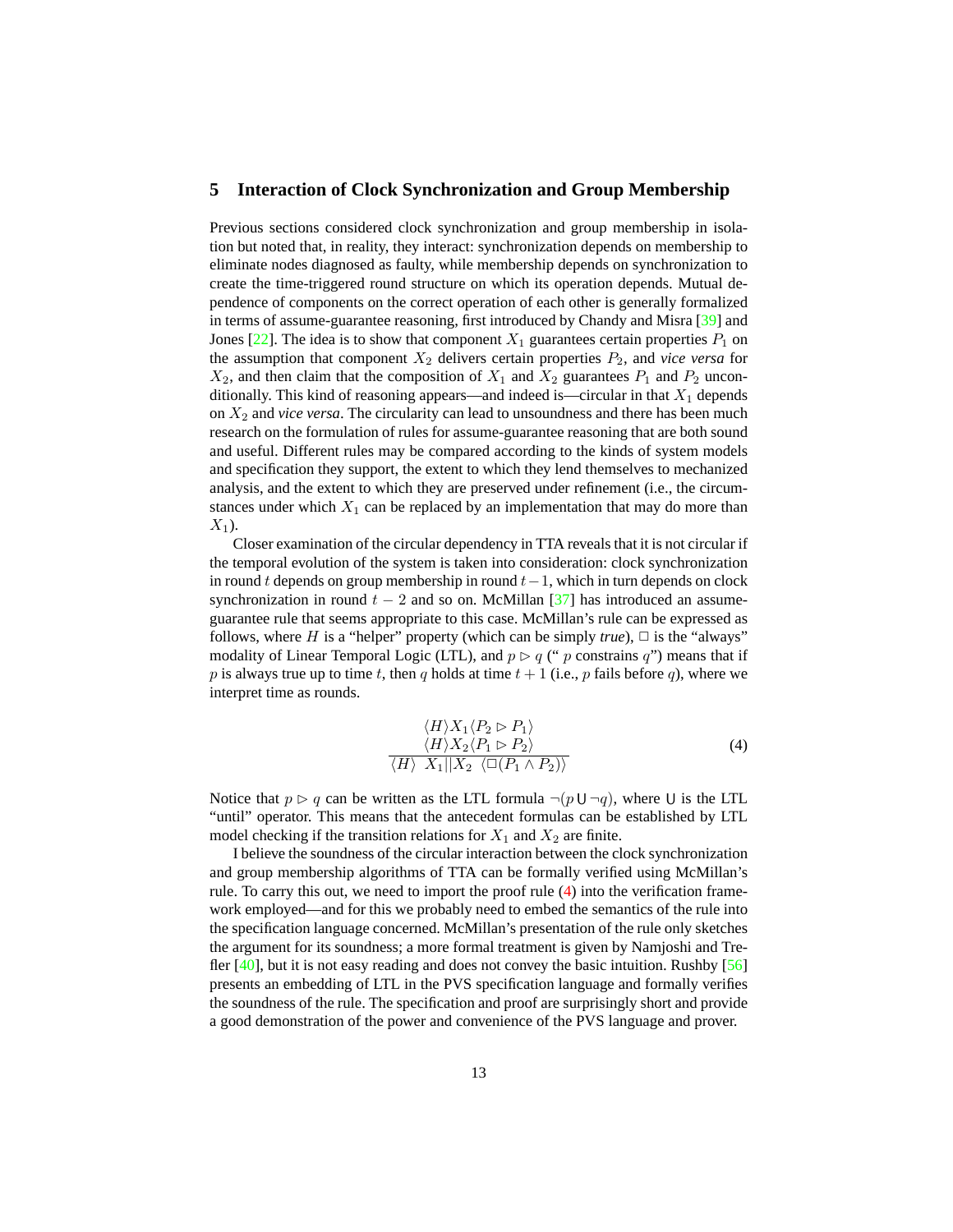## 5 Interaction of Clock Synchronization and Group Membership

Previous sections considered clock synchronization and group membership in isolation but noted that, in reality, they interact: synchronization depends on membership to eliminate nodes diagnosed as faulty, while membership depends on synchronization to create the time-triggered round structure on which its operation depends. Mutual dependence of components on the correct operation of each other is generally formalized in terms of assume-guarantee reasoning, first introduced by Chandy and Misra [39] and Jones [22]. The idea is to show that component $X_1$ guarantees certain properties $P_1$ on the assumption that component $X_2$ delivers certain properties $P_2$, and *vice versa* for $X_2$, and then claim that the composition of $X_1$ and $X_2$ guarantees $P_1$ and $P_2$ unconditionally. This kind of reasoning appears—and indeed is—circular in that $X_1$ depends on $X_2$ and *vice versa*. The circularity can lead to unsoundness and there has been much research on the formulation of rules for assume-guarantee reasoning that are both sound and useful. Different rules may be compared according to the kinds of system models and specification they support, the extent to which they lend themselves to mechanized analysis, and the extent to which they are preserved under refinement (i.e., the circumstances under which $X_1$ can be replaced by an implementation that may do more than $X_1$).

Closer examination of the circular dependency in TTA reveals that it is not circular if the temporal evolution of the system is taken into consideration: clock synchronization in round $t$ depends on group membership in round $t-1$, which in turn depends on clock synchronization in round $t-2$ and so on. McMillan [37] has introduced an assume-guarantee rule that seems appropriate to this case. McMillan's rule can be expressed as follows, where $H$ is a "helper" property (which can be simply *true*), $\Box$ is the "always" modality of Linear Temporal Logic (LTL), and $p \rhd q$ (" $p$ constrains $q$") means that if $p$ is always true up to time $t$, then $q$ holds at time $t+1$ (i.e., $p$ fails before $q$), where we interpret time as rounds.

$$\frac{\begin{array}{c}\langle H\rangle X_1 \langle P_2 \rhd P_1\rangle \\ \langle H\rangle X_2 \langle P_1 \rhd P_2\rangle\end{array}}{\langle H\rangle \;\; X_1 || X_2 \;\; \langle \Box(P_1 \wedge P_2)\rangle} \tag{4}$$

Notice that $p \rhd q$ can be written as the LTL formula $\neg(p \,\mathsf{U}\, \neg q)$, where $\mathsf{U}$ is the LTL "until" operator. This means that the antecedent formulas can be established by LTL model checking if the transition relations for $X_1$ and $X_2$ are finite.

I believe the soundness of the circular interaction between the clock synchronization and group membership algorithms of TTA can be formally verified using McMillan's rule. To carry this out, we need to import the proof rule (4) into the verification framework employed—and for this we probably need to embed the semantics of the rule into the specification language concerned. McMillan's presentation of the rule only sketches the argument for its soundness; a more formal treatment is given by Namjoshi and Trefler [40], but it is not easy reading and does not convey the basic intuition. Rushby [56] presents an embedding of LTL in the PVS specification language and formally verifies the soundness of the rule. The specification and proof are surprisingly short and provide a good demonstration of the power and convenience of the PVS language and prover.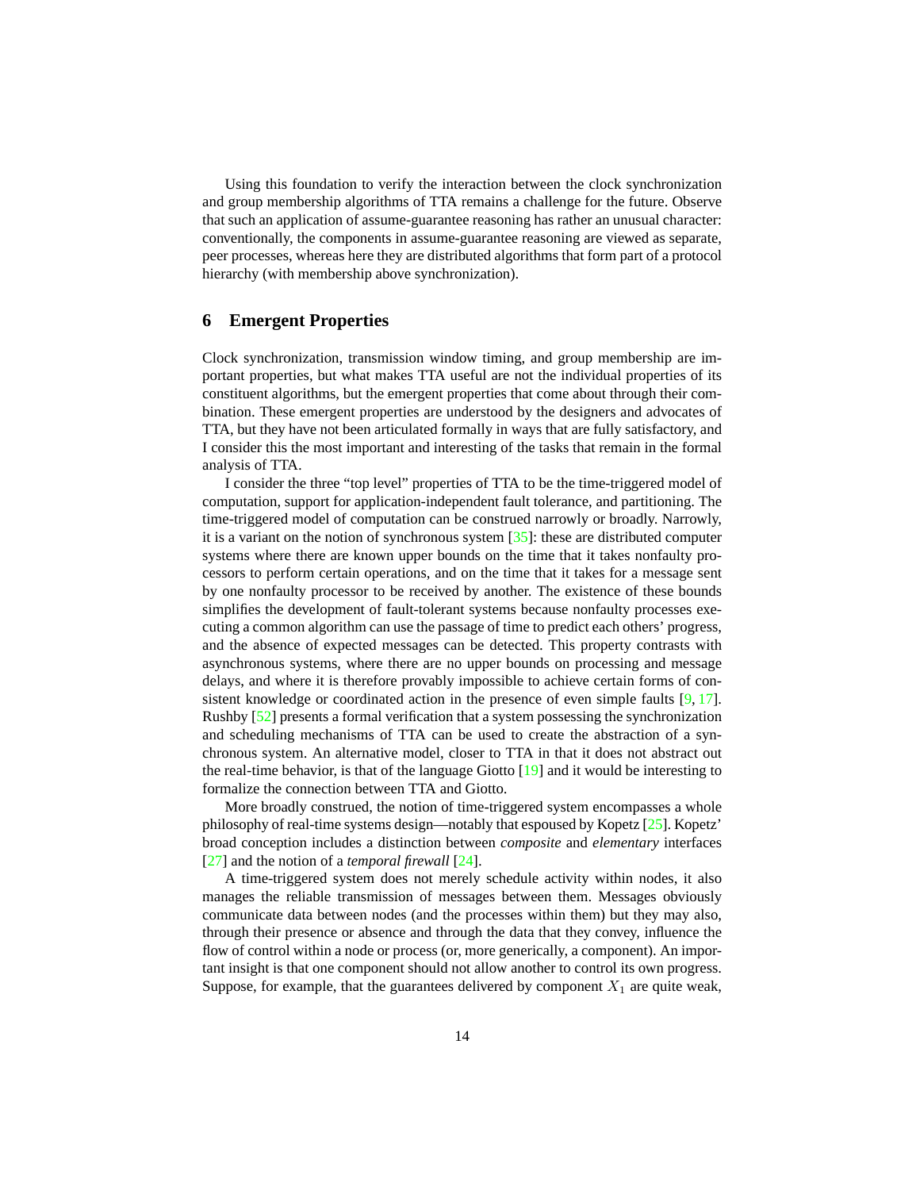Using this foundation to verify the interaction between the clock synchronization and group membership algorithms of TTA remains a challenge for the future. Observe that such an application of assume-guarantee reasoning has rather an unusual character: conventionally, the components in assume-guarantee reasoning are viewed as separate, peer processes, whereas here they are distributed algorithms that form part of a protocol hierarchy (with membership above synchronization).

## 6 Emergent Properties

Clock synchronization, transmission window timing, and group membership are important properties, but what makes TTA useful are not the individual properties of its constituent algorithms, but the emergent properties that come about through their combination. These emergent properties are understood by the designers and advocates of TTA, but they have not been articulated formally in ways that are fully satisfactory, and I consider this the most important and interesting of the tasks that remain in the formal analysis of TTA.

I consider the three "top level" properties of TTA to be the time-triggered model of computation, support for application-independent fault tolerance, and partitioning. The time-triggered model of computation can be construed narrowly or broadly. Narrowly, it is a variant on the notion of synchronous system [35]: these are distributed computer systems where there are known upper bounds on the time that it takes nonfaulty processors to perform certain operations, and on the time that it takes for a message sent by one nonfaulty processor to be received by another. The existence of these bounds simplifies the development of fault-tolerant systems because nonfaulty processes executing a common algorithm can use the passage of time to predict each others' progress, and the absence of expected messages can be detected. This property contrasts with asynchronous systems, where there are no upper bounds on processing and message delays, and where it is therefore provably impossible to achieve certain forms of consistent knowledge or coordinated action in the presence of even simple faults [9, 17]. Rushby [52] presents a formal verification that a system possessing the synchronization and scheduling mechanisms of TTA can be used to create the abstraction of a synchronous system. An alternative model, closer to TTA in that it does not abstract out the real-time behavior, is that of the language Giotto [19] and it would be interesting to formalize the connection between TTA and Giotto.

More broadly construed, the notion of time-triggered system encompasses a whole philosophy of real-time systems design—notably that espoused by Kopetz [25]. Kopetz' broad conception includes a distinction between *composite* and *elementary* interfaces [27] and the notion of a *temporal firewall* [24].

A time-triggered system does not merely schedule activity within nodes, it also manages the reliable transmission of messages between them. Messages obviously communicate data between nodes (and the processes within them) but they may also, through their presence or absence and through the data that they convey, influence the flow of control within a node or process (or, more generically, a component). An important insight is that one component should not allow another to control its own progress. Suppose, for example, that the guarantees delivered by component $X_1$ are quite weak,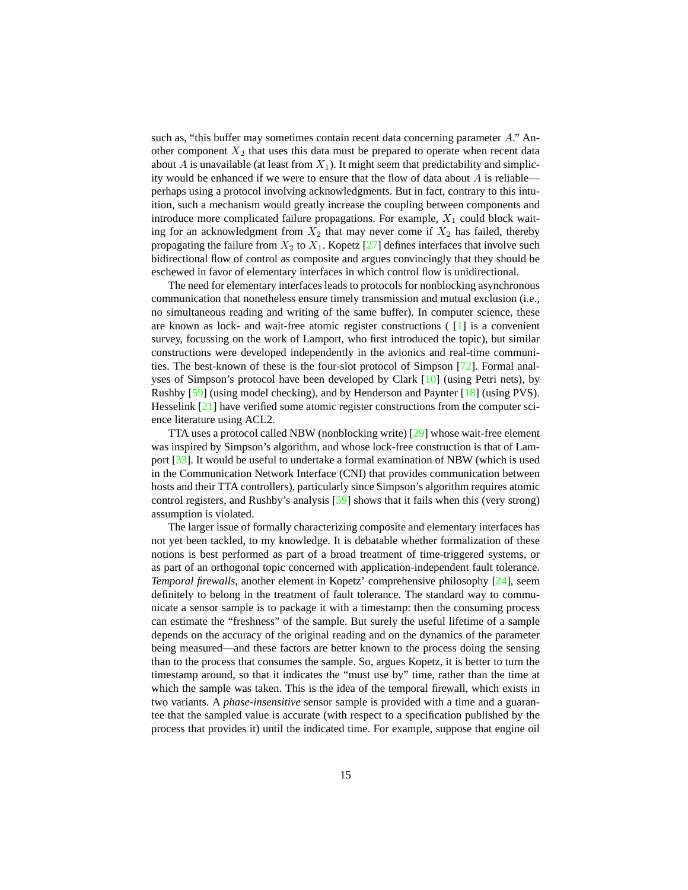such as, "this buffer may sometimes contain recent data concerning parameter $A$." Another component $X_2$ that uses this data must be prepared to operate when recent data about $A$ is unavailable (at least from $X_1$). It might seem that predictability and simplicity would be enhanced if we were to ensure that the flow of data about $A$ is reliable—perhaps using a protocol involving acknowledgments. But in fact, contrary to this intuition, such a mechanism would greatly increase the coupling between components and introduce more complicated failure propagations. For example, $X_1$ could block waiting for an acknowledgment from $X_2$ that may never come if $X_2$ has failed, thereby propagating the failure from $X_2$ to $X_1$. Kopetz [27] defines interfaces that involve such bidirectional flow of control as composite and argues convincingly that they should be eschewed in favor of elementary interfaces in which control flow is unidirectional.

The need for elementary interfaces leads to protocols for nonblocking asynchronous communication that nonetheless ensure timely transmission and mutual exclusion (i.e., no simultaneous reading and writing of the same buffer). In computer science, these are known as lock- and wait-free atomic register constructions ( [1] is a convenient survey, focussing on the work of Lamport, who first introduced the topic), but similar constructions were developed independently in the avionics and real-time communities. The best-known of these is the four-slot protocol of Simpson [72]. Formal analyses of Simpson's protocol have been developed by Clark [10] (using Petri nets), by Rushby [59] (using model checking), and by Henderson and Paynter [18] (using PVS). Hesselink [21] have verified some atomic register constructions from the computer science literature using ACL2.

TTA uses a protocol called NBW (nonblocking write) [29] whose wait-free element was inspired by Simpson's algorithm, and whose lock-free construction is that of Lamport [33]. It would be useful to undertake a formal examination of NBW (which is used in the Communication Network Interface (CNI) that provides communication between hosts and their TTA controllers), particularly since Simpson's algorithm requires atomic control registers, and Rushby's analysis [59] shows that it fails when this (very strong) assumption is violated.

The larger issue of formally characterizing composite and elementary interfaces has not yet been tackled, to my knowledge. It is debatable whether formalization of these notions is best performed as part of a broad treatment of time-triggered systems, or as part of an orthogonal topic concerned with application-independent fault tolerance. *Temporal firewalls*, another element in Kopetz' comprehensive philosophy [24], seem definitely to belong in the treatment of fault tolerance. The standard way to communicate a sensor sample is to package it with a timestamp: then the consuming process can estimate the "freshness" of the sample. But surely the useful lifetime of a sample depends on the accuracy of the original reading and on the dynamics of the parameter being measured—and these factors are better known to the process doing the sensing than to the process that consumes the sample. So, argues Kopetz, it is better to turn the timestamp around, so that it indicates the "must use by" time, rather than the time at which the sample was taken. This is the idea of the temporal firewall, which exists in two variants. A *phase-insensitive* sensor sample is provided with a time and a guarantee that the sampled value is accurate (with respect to a specification published by the process that provides it) until the indicated time. For example, suppose that engine oil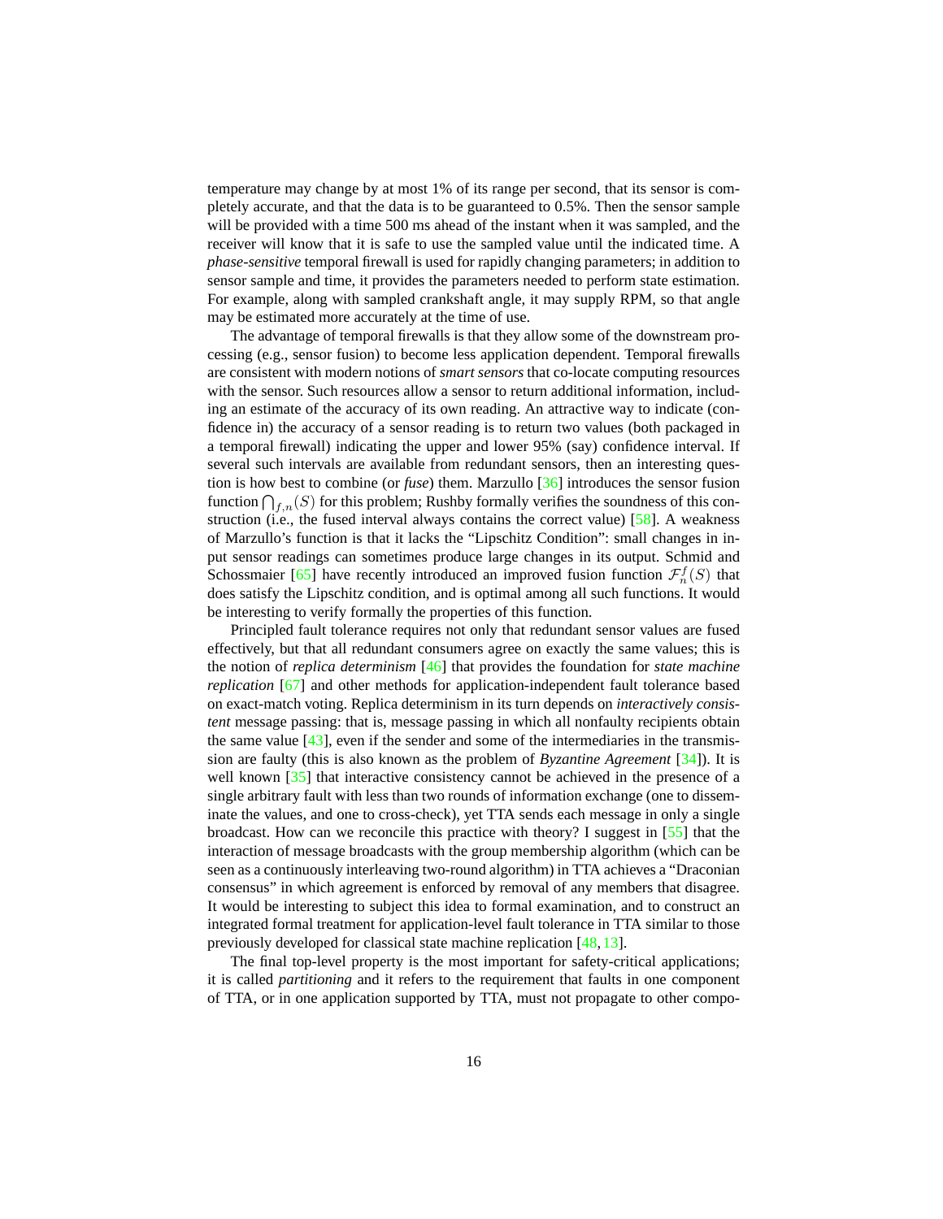temperature may change by at most 1% of its range per second, that its sensor is completely accurate, and that the data is to be guaranteed to 0.5%. Then the sensor sample will be provided with a time 500 ms ahead of the instant when it was sampled, and the receiver will know that it is safe to use the sampled value until the indicated time. A *phase-sensitive* temporal firewall is used for rapidly changing parameters; in addition to sensor sample and time, it provides the parameters needed to perform state estimation. For example, along with sampled crankshaft angle, it may supply RPM, so that angle may be estimated more accurately at the time of use.

The advantage of temporal firewalls is that they allow some of the downstream processing (e.g., sensor fusion) to become less application dependent. Temporal firewalls are consistent with modern notions of *smart sensors* that co-locate computing resources with the sensor. Such resources allow a sensor to return additional information, including an estimate of the accuracy of its own reading. An attractive way to indicate (confidence in) the accuracy of a sensor reading is to return two values (both packaged in a temporal firewall) indicating the upper and lower 95% (say) confidence interval. If several such intervals are available from redundant sensors, then an interesting question is how best to combine (or *fuse*) them. Marzullo [36] introduces the sensor fusion function $\bigcap_{f,n}(S)$ for this problem; Rushby formally verifies the soundness of this construction (i.e., the fused interval always contains the correct value) [58]. A weakness of Marzullo's function is that it lacks the "Lipschitz Condition": small changes in input sensor readings can sometimes produce large changes in its output. Schmid and Schossmaier [65] have recently introduced an improved fusion function $\mathcal{F}_n^f(S)$ that does satisfy the Lipschitz condition, and is optimal among all such functions. It would be interesting to verify formally the properties of this function.

Principled fault tolerance requires not only that redundant sensor values are fused effectively, but that all redundant consumers agree on exactly the same values; this is the notion of *replica determinism* [46] that provides the foundation for *state machine replication* [67] and other methods for application-independent fault tolerance based on exact-match voting. Replica determinism in its turn depends on *interactively consistent* message passing: that is, message passing in which all nonfaulty recipients obtain the same value [43], even if the sender and some of the intermediaries in the transmission are faulty (this is also known as the problem of *Byzantine Agreement* [34]). It is well known [35] that interactive consistency cannot be achieved in the presence of a single arbitrary fault with less than two rounds of information exchange (one to disseminate the values, and one to cross-check), yet TTA sends each message in only a single broadcast. How can we reconcile this practice with theory? I suggest in [55] that the interaction of message broadcasts with the group membership algorithm (which can be seen as a continuously interleaving two-round algorithm) in TTA achieves a "Draconian consensus" in which agreement is enforced by removal of any members that disagree. It would be interesting to subject this idea to formal examination, and to construct an integrated formal treatment for application-level fault tolerance in TTA similar to those previously developed for classical state machine replication [48, 13].

The final top-level property is the most important for safety-critical applications; it is called *partitioning* and it refers to the requirement that faults in one component of TTA, or in one application supported by TTA, must not propagate to other compo-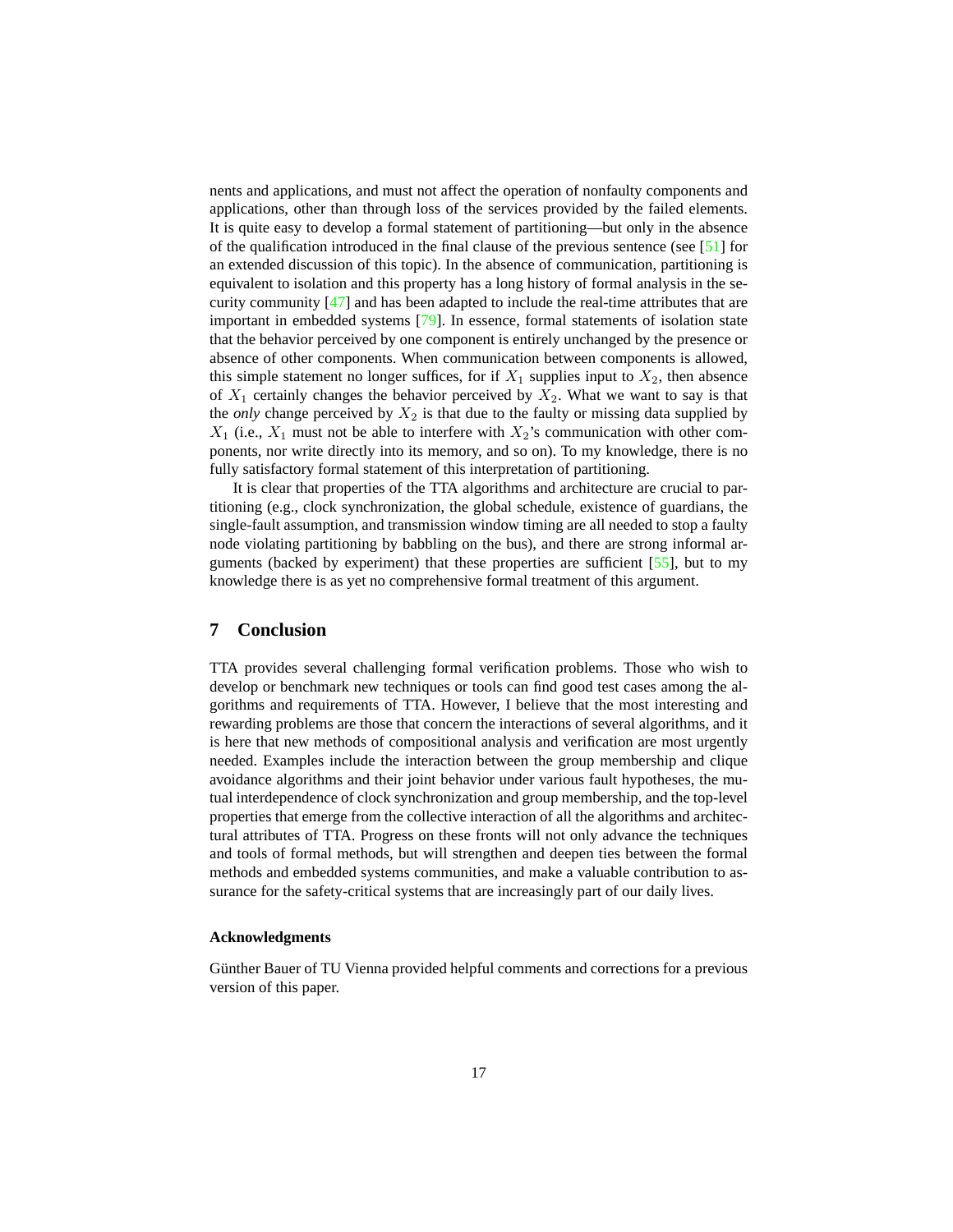nents and applications, and must not affect the operation of nonfaulty components and applications, other than through loss of the services provided by the failed elements. It is quite easy to develop a formal statement of partitioning—but only in the absence of the qualification introduced in the final clause of the previous sentence (see [51] for an extended discussion of this topic). In the absence of communication, partitioning is equivalent to isolation and this property has a long history of formal analysis in the security community [47] and has been adapted to include the real-time attributes that are important in embedded systems [79]. In essence, formal statements of isolation state that the behavior perceived by one component is entirely unchanged by the presence or absence of other components. When communication between components is allowed, this simple statement no longer suffices, for if $X_1$ supplies input to $X_2$, then absence of $X_1$ certainly changes the behavior perceived by $X_2$. What we want to say is that the *only* change perceived by $X_2$ is that due to the faulty or missing data supplied by $X_1$ (i.e., $X_1$ must not be able to interfere with $X_2$'s communication with other components, nor write directly into its memory, and so on). To my knowledge, there is no fully satisfactory formal statement of this interpretation of partitioning.

It is clear that properties of the TTA algorithms and architecture are crucial to partitioning (e.g., clock synchronization, the global schedule, existence of guardians, the single-fault assumption, and transmission window timing are all needed to stop a faulty node violating partitioning by babbling on the bus), and there are strong informal arguments (backed by experiment) that these properties are sufficient [55], but to my knowledge there is as yet no comprehensive formal treatment of this argument.

## 7 Conclusion

TTA provides several challenging formal verification problems. Those who wish to develop or benchmark new techniques or tools can find good test cases among the algorithms and requirements of TTA. However, I believe that the most interesting and rewarding problems are those that concern the interactions of several algorithms, and it is here that new methods of compositional analysis and verification are most urgently needed. Examples include the interaction between the group membership and clique avoidance algorithms and their joint behavior under various fault hypotheses, the mutual interdependence of clock synchronization and group membership, and the top-level properties that emerge from the collective interaction of all the algorithms and architectural attributes of TTA. Progress on these fronts will not only advance the techniques and tools of formal methods, but will strengthen and deepen ties between the formal methods and embedded systems communities, and make a valuable contribution to assurance for the safety-critical systems that are increasingly part of our daily lives.

#### Acknowledgments

Günther Bauer of TU Vienna provided helpful comments and corrections for a previous version of this paper.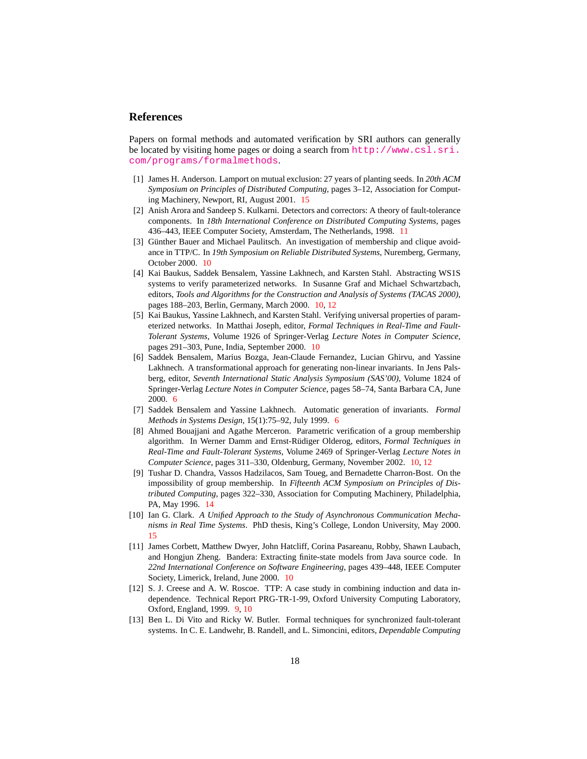## References

Papers on formal methods and automated verification by SRI authors can generally be located by visiting home pages or doing a search from http://www.csl.sri.com/programs/formalmethods.

[1] James H. Anderson. Lamport on mutual exclusion: 27 years of planting seeds. In *20th ACM Symposium on Principles of Distributed Computing*, pages 3–12, Association for Computing Machinery, Newport, RI, August 2001. 15

[2] Anish Arora and Sandeep S. Kulkarni. Detectors and correctors: A theory of fault-tolerance components. In *18th International Conference on Distributed Computing Systems*, pages 436–443, IEEE Computer Society, Amsterdam, The Netherlands, 1998. 11

[3] Günther Bauer and Michael Paulitsch. An investigation of membership and clique avoidance in TTP/C. In *19th Symposium on Reliable Distributed Systems*, Nuremberg, Germany, October 2000. 10

[4] Kai Baukus, Saddek Bensalem, Yassine Lakhnech, and Karsten Stahl. Abstracting WS1S systems to verify parameterized networks. In Susanne Graf and Michael Schwartzbach, editors, *Tools and Algorithms for the Construction and Analysis of Systems (TACAS 2000)*, pages 188–203, Berlin, Germany, March 2000. 10, 12

[5] Kai Baukus, Yassine Lakhnech, and Karsten Stahl. Verifying universal properties of parameterized networks. In Matthai Joseph, editor, *Formal Techniques in Real-Time and Fault-Tolerant Systems*, Volume 1926 of Springer-Verlag *Lecture Notes in Computer Science*, pages 291–303, Pune, India, September 2000. 10

[6] Saddek Bensalem, Marius Bozga, Jean-Claude Fernandez, Lucian Ghirvu, and Yassine Lakhnech. A transformational approach for generating non-linear invariants. In Jens Palsberg, editor, *Seventh International Static Analysis Symposium (SAS'00)*, Volume 1824 of Springer-Verlag *Lecture Notes in Computer Science*, pages 58–74, Santa Barbara CA, June 2000. 6

[7] Saddek Bensalem and Yassine Lakhnech. Automatic generation of invariants. *Formal Methods in Systems Design*, 15(1):75–92, July 1999. 6

[8] Ahmed Bouajjani and Agathe Merceron. Parametric verification of a group membership algorithm. In Werner Damm and Ernst-Rüdiger Olderog, editors, *Formal Techniques in Real-Time and Fault-Tolerant Systems*, Volume 2469 of Springer-Verlag *Lecture Notes in Computer Science*, pages 311–330, Oldenburg, Germany, November 2002. 10, 12

[9] Tushar D. Chandra, Vassos Hadzilacos, Sam Toueg, and Bernadette Charron-Bost. On the impossibility of group membership. In *Fifteenth ACM Symposium on Principles of Distributed Computing*, pages 322–330, Association for Computing Machinery, Philadelphia, PA, May 1996. 14

[10] Ian G. Clark. *A Unified Approach to the Study of Asynchronous Communication Mechanisms in Real Time Systems*. PhD thesis, King's College, London University, May 2000. 15

[11] James Corbett, Matthew Dwyer, John Hatcliff, Corina Pasareanu, Robby, Shawn Laubach, and Hongjun Zheng. Bandera: Extracting finite-state models from Java source code. In *22nd International Conference on Software Engineering*, pages 439–448, IEEE Computer Society, Limerick, Ireland, June 2000. 10

[12] S. J. Creese and A. W. Roscoe. TTP: A case study in combining induction and data independence. Technical Report PRG-TR-1-99, Oxford University Computing Laboratory, Oxford, England, 1999. 9, 10

[13] Ben L. Di Vito and Ricky W. Butler. Formal techniques for synchronized fault-tolerant systems. In C. E. Landwehr, B. Randell, and L. Simoncini, editors, *Dependable Computing*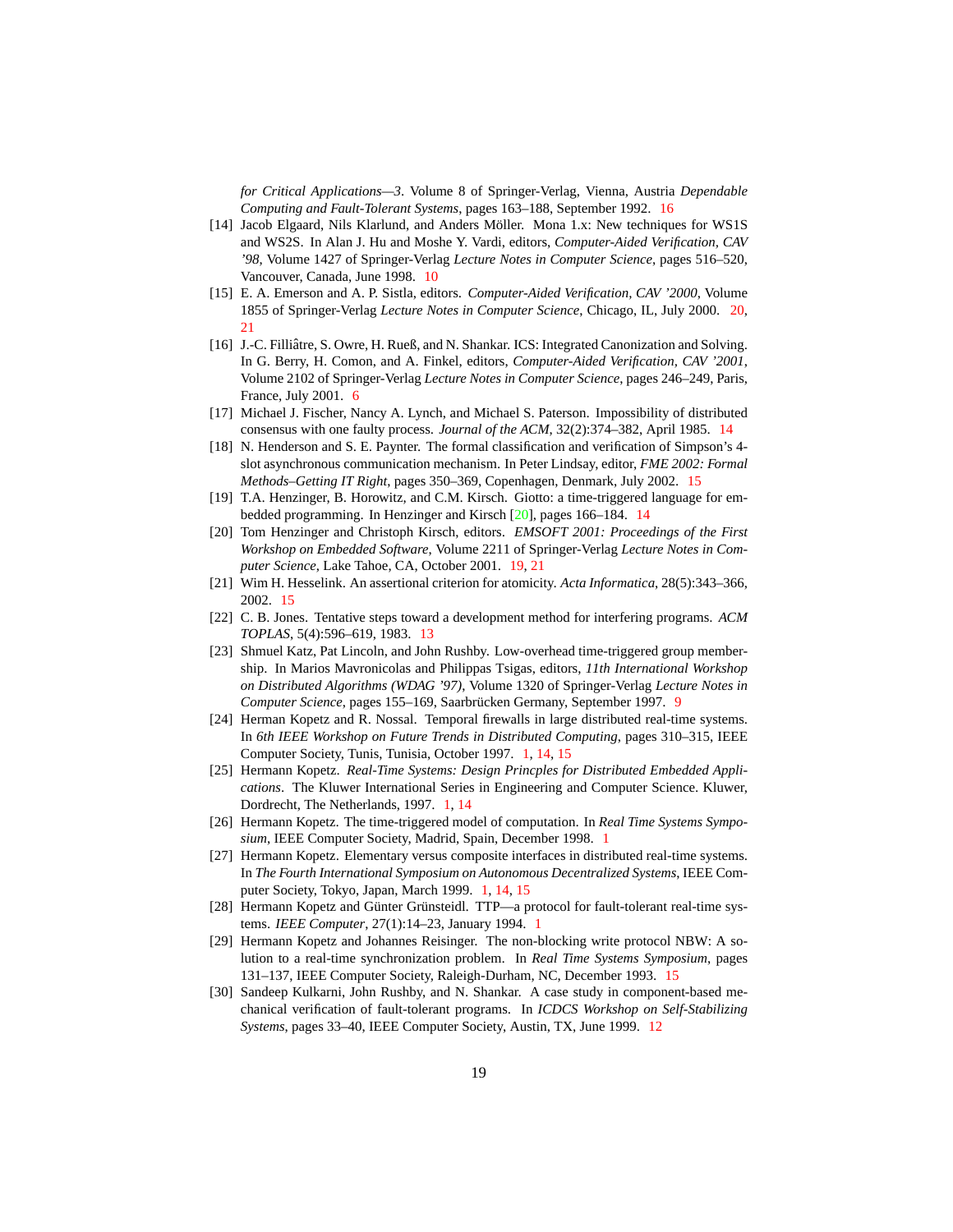*for Critical Applications—3*. Volume 8 of Springer-Verlag, Vienna, Austria *Dependable Computing and Fault-Tolerant Systems*, pages 163–188, September 1992. 16

[14] Jacob Elgaard, Nils Klarlund, and Anders Möller. Mona 1.x: New techniques for WS1S and WS2S. In Alan J. Hu and Moshe Y. Vardi, editors, *Computer-Aided Verification, CAV '98*, Volume 1427 of Springer-Verlag *Lecture Notes in Computer Science*, pages 516–520, Vancouver, Canada, June 1998. 10

[15] E. A. Emerson and A. P. Sistla, editors. *Computer-Aided Verification, CAV '2000*, Volume 1855 of Springer-Verlag *Lecture Notes in Computer Science*, Chicago, IL, July 2000. 20, 21

[16] J.-C. Filliâtre, S. Owre, H. Rueß, and N. Shankar. ICS: Integrated Canonization and Solving. In G. Berry, H. Comon, and A. Finkel, editors, *Computer-Aided Verification, CAV '2001*, Volume 2102 of Springer-Verlag *Lecture Notes in Computer Science*, pages 246–249, Paris, France, July 2001. 6

[17] Michael J. Fischer, Nancy A. Lynch, and Michael S. Paterson. Impossibility of distributed consensus with one faulty process. *Journal of the ACM*, 32(2):374–382, April 1985. 14

[18] N. Henderson and S. E. Paynter. The formal classification and verification of Simpson's 4-slot asynchronous communication mechanism. In Peter Lindsay, editor, *FME 2002: Formal Methods–Getting IT Right*, pages 350–369, Copenhagen, Denmark, July 2002. 15

[19] T.A. Henzinger, B. Horowitz, and C.M. Kirsch. Giotto: a time-triggered language for embedded programming. In Henzinger and Kirsch [20], pages 166–184. 14

[20] Tom Henzinger and Christoph Kirsch, editors. *EMSOFT 2001: Proceedings of the First Workshop on Embedded Software*, Volume 2211 of Springer-Verlag *Lecture Notes in Computer Science*, Lake Tahoe, CA, October 2001. 19, 21

[21] Wim H. Hesselink. An assertional criterion for atomicity. *Acta Informatica*, 28(5):343–366, 2002. 15

[22] C. B. Jones. Tentative steps toward a development method for interfering programs. *ACM TOPLAS*, 5(4):596–619, 1983. 13

[23] Shmuel Katz, Pat Lincoln, and John Rushby. Low-overhead time-triggered group membership. In Marios Mavronicolas and Philippas Tsigas, editors, *11th International Workshop on Distributed Algorithms (WDAG '97)*, Volume 1320 of Springer-Verlag *Lecture Notes in Computer Science*, pages 155–169, Saarbrücken Germany, September 1997. 9

[24] Herman Kopetz and R. Nossal. Temporal firewalls in large distributed real-time systems. In *6th IEEE Workshop on Future Trends in Distributed Computing*, pages 310–315, IEEE Computer Society, Tunis, Tunisia, October 1997. 1, 14, 15

[25] Hermann Kopetz. *Real-Time Systems: Design Princples for Distributed Embedded Applications*. The Kluwer International Series in Engineering and Computer Science. Kluwer, Dordrecht, The Netherlands, 1997. 1, 14

[26] Hermann Kopetz. The time-triggered model of computation. In *Real Time Systems Symposium*, IEEE Computer Society, Madrid, Spain, December 1998. 1

[27] Hermann Kopetz. Elementary versus composite interfaces in distributed real-time systems. In *The Fourth International Symposium on Autonomous Decentralized Systems*, IEEE Computer Society, Tokyo, Japan, March 1999. 1, 14, 15

[28] Hermann Kopetz and Günter Grünsteidl. TTP—a protocol for fault-tolerant real-time systems. *IEEE Computer*, 27(1):14–23, January 1994. 1

[29] Hermann Kopetz and Johannes Reisinger. The non-blocking write protocol NBW: A solution to a real-time synchronization problem. In *Real Time Systems Symposium*, pages 131–137, IEEE Computer Society, Raleigh-Durham, NC, December 1993. 15

[30] Sandeep Kulkarni, John Rushby, and N. Shankar. A case study in component-based mechanical verification of fault-tolerant programs. In *ICDCS Workshop on Self-Stabilizing Systems*, pages 33–40, IEEE Computer Society, Austin, TX, June 1999. 12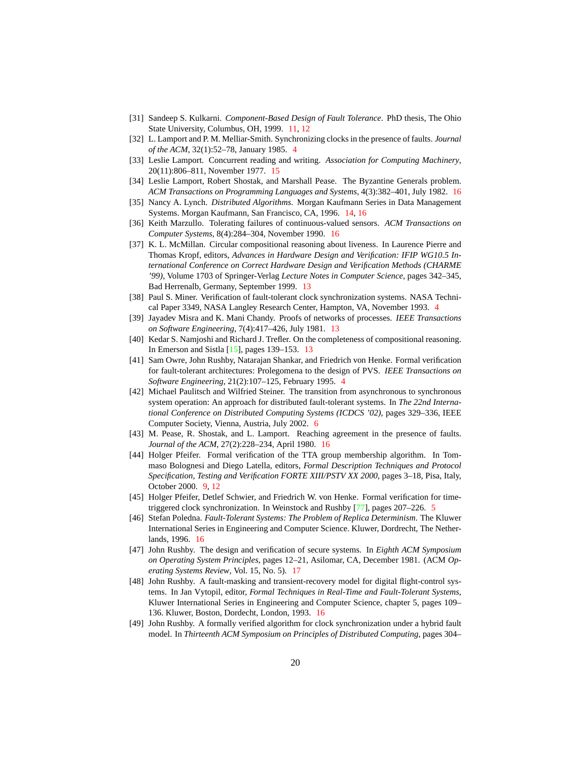[31] Sandeep S. Kulkarni. *Component-Based Design of Fault Tolerance*. PhD thesis, The Ohio State University, Columbus, OH, 1999. 11, 12

[32] L. Lamport and P. M. Melliar-Smith. Synchronizing clocks in the presence of faults. *Journal of the ACM*, 32(1):52–78, January 1985. 4

[33] Leslie Lamport. Concurrent reading and writing. *Association for Computing Machinery*, 20(11):806–811, November 1977. 15

[34] Leslie Lamport, Robert Shostak, and Marshall Pease. The Byzantine Generals problem. *ACM Transactions on Programming Languages and Systems*, 4(3):382–401, July 1982. 16

[35] Nancy A. Lynch. *Distributed Algorithms*. Morgan Kaufmann Series in Data Management Systems. Morgan Kaufmann, San Francisco, CA, 1996. 14, 16

[36] Keith Marzullo. Tolerating failures of continuous-valued sensors. *ACM Transactions on Computer Systems*, 8(4):284–304, November 1990. 16

[37] K. L. McMillan. Circular compositional reasoning about liveness. In Laurence Pierre and Thomas Kropf, editors, *Advances in Hardware Design and Verification: IFIP WG10.5 International Conference on Correct Hardware Design and Verification Methods (CHARME '99)*, Volume 1703 of Springer-Verlag *Lecture Notes in Computer Science*, pages 342–345, Bad Herrenalb, Germany, September 1999. 13

[38] Paul S. Miner. Verification of fault-tolerant clock synchronization systems. NASA Technical Paper 3349, NASA Langley Research Center, Hampton, VA, November 1993. 4

[39] Jayadev Misra and K. Mani Chandy. Proofs of networks of processes. *IEEE Transactions on Software Engineering*, 7(4):417–426, July 1981. 13

[40] Kedar S. Namjoshi and Richard J. Trefler. On the completeness of compositional reasoning. In Emerson and Sistla [15], pages 139–153. 13

[41] Sam Owre, John Rushby, Natarajan Shankar, and Friedrich von Henke. Formal verification for fault-tolerant architectures: Prolegomena to the design of PVS. *IEEE Transactions on Software Engineering*, 21(2):107–125, February 1995. 4

[42] Michael Paulitsch and Wilfried Steiner. The transition from asynchronous to synchronous system operation: An approach for distributed fault-tolerant systems. In *The 22nd International Conference on Distributed Computing Systems (ICDCS '02)*, pages 329–336, IEEE Computer Society, Vienna, Austria, July 2002. 6

[43] M. Pease, R. Shostak, and L. Lamport. Reaching agreement in the presence of faults. *Journal of the ACM*, 27(2):228–234, April 1980. 16

[44] Holger Pfeifer. Formal verification of the TTA group membership algorithm. In Tommaso Bolognesi and Diego Latella, editors, *Formal Description Techniques and Protocol Specification, Testing and Verification FORTE XIII/PSTV XX 2000*, pages 3–18, Pisa, Italy, October 2000. 9, 12

[45] Holger Pfeifer, Detlef Schwier, and Friedrich W. von Henke. Formal verification for time-triggered clock synchronization. In Weinstock and Rushby [77], pages 207–226. 5

[46] Stefan Poledna. *Fault-Tolerant Systems: The Problem of Replica Determinism*. The Kluwer International Series in Engineering and Computer Science. Kluwer, Dordrecht, The Netherlands, 1996. 16

[47] John Rushby. The design and verification of secure systems. In *Eighth ACM Symposium on Operating System Principles*, pages 12–21, Asilomar, CA, December 1981. (ACM *Operating Systems Review*, Vol. 15, No. 5). 17

[48] John Rushby. A fault-masking and transient-recovery model for digital flight-control systems. In Jan Vytopil, editor, *Formal Techniques in Real-Time and Fault-Tolerant Systems*, Kluwer International Series in Engineering and Computer Science, chapter 5, pages 109–136. Kluwer, Boston, Dordecht, London, 1993. 16

[49] John Rushby. A formally verified algorithm for clock synchronization under a hybrid fault model. In *Thirteenth ACM Symposium on Principles of Distributed Computing*, pages 304–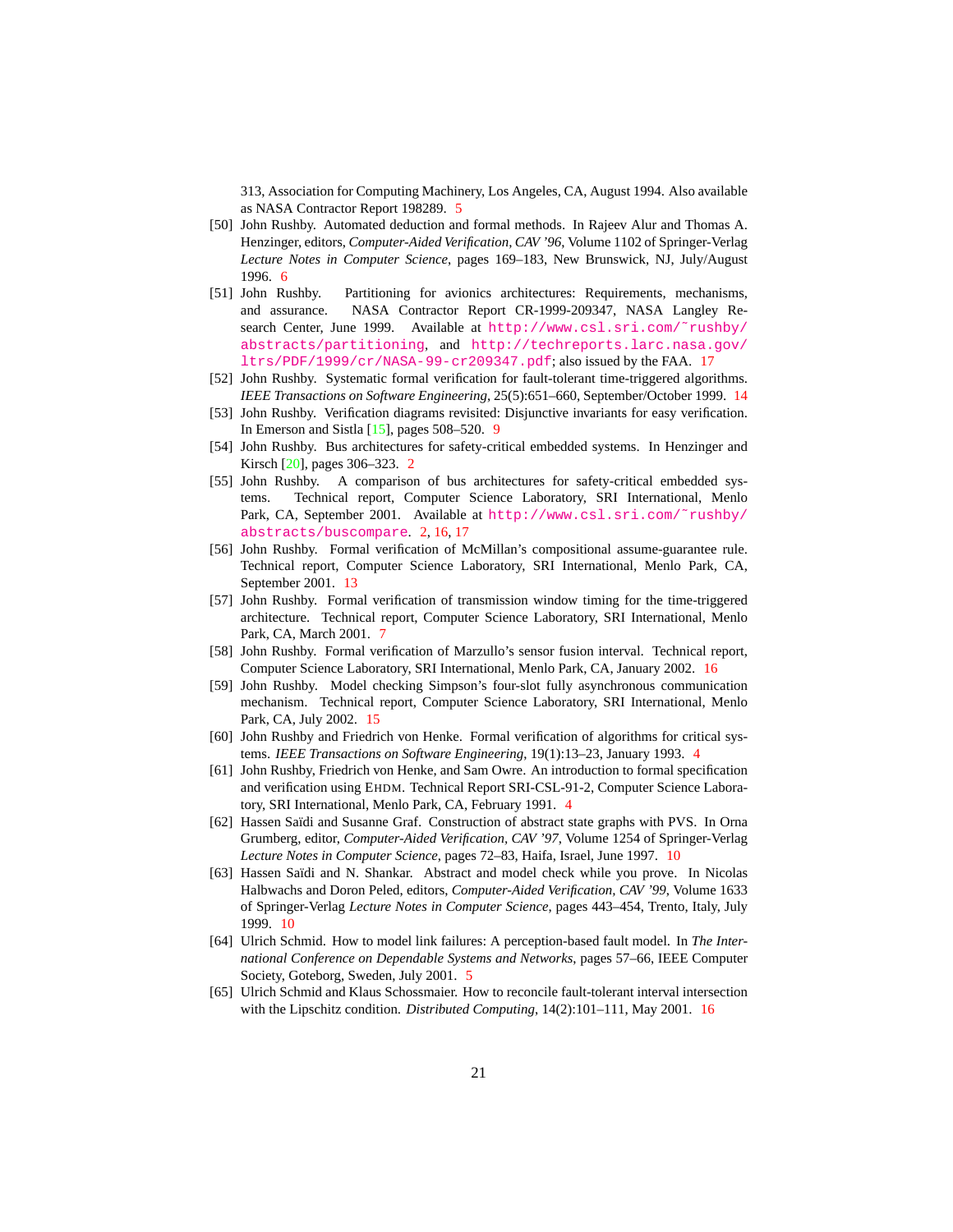313, Association for Computing Machinery, Los Angeles, CA, August 1994. Also available as NASA Contractor Report 198289. 5

[50] John Rushby. Automated deduction and formal methods. In Rajeev Alur and Thomas A. Henzinger, editors, *Computer-Aided Verification, CAV '96*, Volume 1102 of Springer-Verlag *Lecture Notes in Computer Science*, pages 169–183, New Brunswick, NJ, July/August 1996. 6

[51] John Rushby. Partitioning for avionics architectures: Requirements, mechanisms, and assurance. NASA Contractor Report CR-1999-209347, NASA Langley Research Center, June 1999. Available at `http://www.csl.sri.com/~rushby/abstracts/partitioning`, and `http://techreports.larc.nasa.gov/ltrs/PDF/1999/cr/NASA-99-cr209347.pdf`; also issued by the FAA. 17

[52] John Rushby. Systematic formal verification for fault-tolerant time-triggered algorithms. *IEEE Transactions on Software Engineering*, 25(5):651–660, September/October 1999. 14

[53] John Rushby. Verification diagrams revisited: Disjunctive invariants for easy verification. In Emerson and Sistla [15], pages 508–520. 9

[54] John Rushby. Bus architectures for safety-critical embedded systems. In Henzinger and Kirsch [20], pages 306–323. 2

[55] John Rushby. A comparison of bus architectures for safety-critical embedded systems. Technical report, Computer Science Laboratory, SRI International, Menlo Park, CA, September 2001. Available at `http://www.csl.sri.com/~rushby/abstracts/buscompare`. 2, 16, 17

[56] John Rushby. Formal verification of McMillan's compositional assume-guarantee rule. Technical report, Computer Science Laboratory, SRI International, Menlo Park, CA, September 2001. 13

[57] John Rushby. Formal verification of transmission window timing for the time-triggered architecture. Technical report, Computer Science Laboratory, SRI International, Menlo Park, CA, March 2001. 7

[58] John Rushby. Formal verification of Marzullo's sensor fusion interval. Technical report, Computer Science Laboratory, SRI International, Menlo Park, CA, January 2002. 16

[59] John Rushby. Model checking Simpson's four-slot fully asynchronous communication mechanism. Technical report, Computer Science Laboratory, SRI International, Menlo Park, CA, July 2002. 15

[60] John Rushby and Friedrich von Henke. Formal verification of algorithms for critical systems. *IEEE Transactions on Software Engineering*, 19(1):13–23, January 1993. 4

[61] John Rushby, Friedrich von Henke, and Sam Owre. An introduction to formal specification and verification using EHDM. Technical Report SRI-CSL-91-2, Computer Science Laboratory, SRI International, Menlo Park, CA, February 1991. 4

[62] Hassen Saïdi and Susanne Graf. Construction of abstract state graphs with PVS. In Orna Grumberg, editor, *Computer-Aided Verification, CAV '97*, Volume 1254 of Springer-Verlag *Lecture Notes in Computer Science*, pages 72–83, Haifa, Israel, June 1997. 10

[63] Hassen Saïdi and N. Shankar. Abstract and model check while you prove. In Nicolas Halbwachs and Doron Peled, editors, *Computer-Aided Verification, CAV '99*, Volume 1633 of Springer-Verlag *Lecture Notes in Computer Science*, pages 443–454, Trento, Italy, July 1999. 10

[64] Ulrich Schmid. How to model link failures: A perception-based fault model. In *The International Conference on Dependable Systems and Networks*, pages 57–66, IEEE Computer Society, Goteborg, Sweden, July 2001. 5

[65] Ulrich Schmid and Klaus Schossmaier. How to reconcile fault-tolerant interval intersection with the Lipschitz condition. *Distributed Computing*, 14(2):101–111, May 2001. 16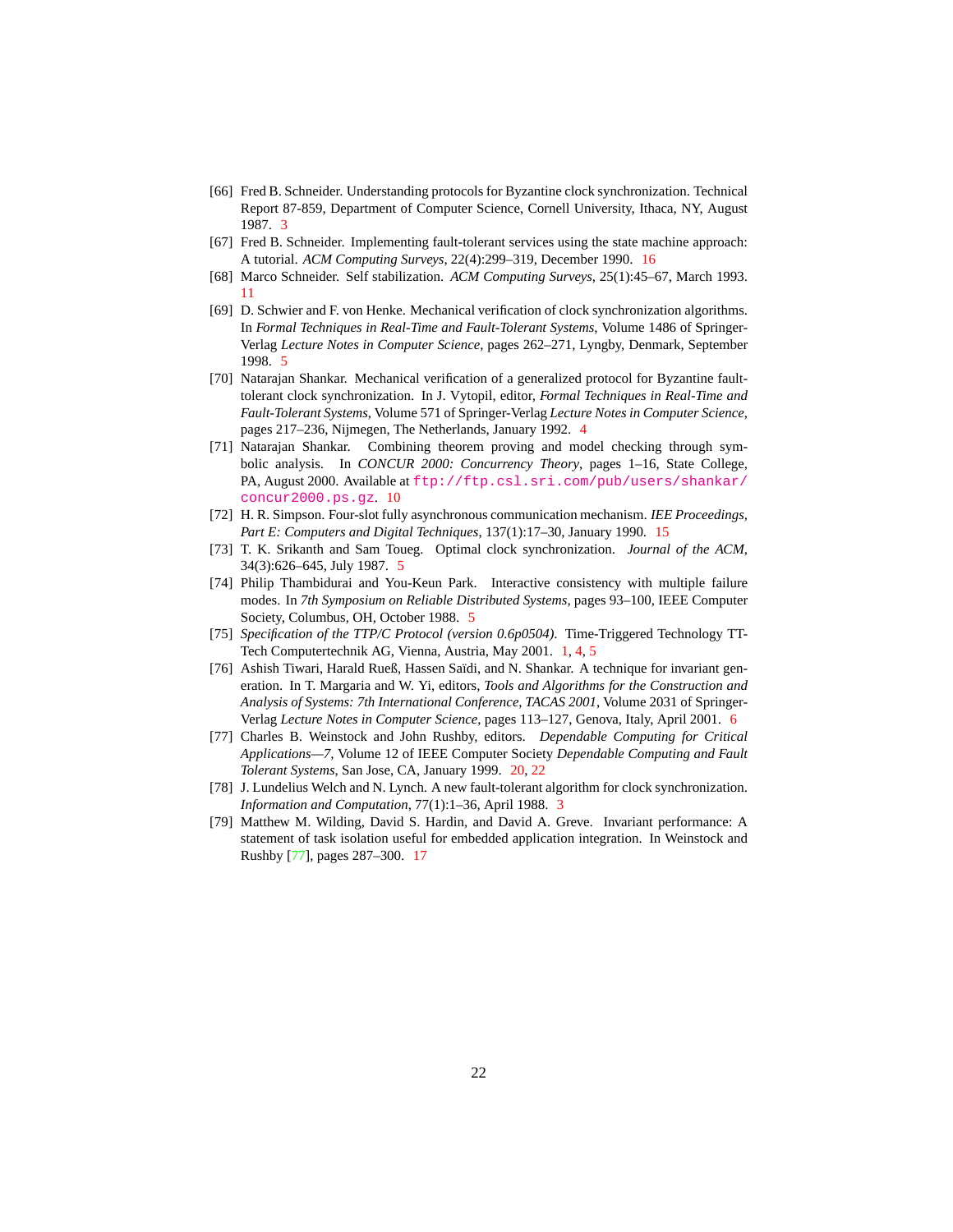[66] Fred B. Schneider. Understanding protocols for Byzantine clock synchronization. Technical Report 87-859, Department of Computer Science, Cornell University, Ithaca, NY, August 1987. 3

[67] Fred B. Schneider. Implementing fault-tolerant services using the state machine approach: A tutorial. *ACM Computing Surveys*, 22(4):299–319, December 1990. 16

[68] Marco Schneider. Self stabilization. *ACM Computing Surveys*, 25(1):45–67, March 1993. 11

[69] D. Schwier and F. von Henke. Mechanical verification of clock synchronization algorithms. In *Formal Techniques in Real-Time and Fault-Tolerant Systems*, Volume 1486 of Springer-Verlag *Lecture Notes in Computer Science*, pages 262–271, Lyngby, Denmark, September 1998. 5

[70] Natarajan Shankar. Mechanical verification of a generalized protocol for Byzantine fault-tolerant clock synchronization. In J. Vytopil, editor, *Formal Techniques in Real-Time and Fault-Tolerant Systems*, Volume 571 of Springer-Verlag *Lecture Notes in Computer Science*, pages 217–236, Nijmegen, The Netherlands, January 1992. 4

[71] Natarajan Shankar. Combining theorem proving and model checking through symbolic analysis. In *CONCUR 2000: Concurrency Theory*, pages 1–16, State College, PA, August 2000. Available at `ftp://ftp.csl.sri.com/pub/users/shankar/concur2000.ps.gz`. 10

[72] H. R. Simpson. Four-slot fully asynchronous communication mechanism. *IEE Proceedings, Part E: Computers and Digital Techniques*, 137(1):17–30, January 1990. 15

[73] T. K. Srikanth and Sam Toueg. Optimal clock synchronization. *Journal of the ACM*, 34(3):626–645, July 1987. 5

[74] Philip Thambidurai and You-Keun Park. Interactive consistency with multiple failure modes. In *7th Symposium on Reliable Distributed Systems*, pages 93–100, IEEE Computer Society, Columbus, OH, October 1988. 5

[75] *Specification of the TTP/C Protocol (version 0.6p0504)*. Time-Triggered Technology TT-Tech Computertechnik AG, Vienna, Austria, May 2001. 1, 4, 5

[76] Ashish Tiwari, Harald Rueß, Hassen Saïdi, and N. Shankar. A technique for invariant generation. In T. Margaria and W. Yi, editors, *Tools and Algorithms for the Construction and Analysis of Systems: 7th International Conference, TACAS 2001*, Volume 2031 of Springer-Verlag *Lecture Notes in Computer Science*, pages 113–127, Genova, Italy, April 2001. 6

[77] Charles B. Weinstock and John Rushby, editors. *Dependable Computing for Critical Applications—7*, Volume 12 of IEEE Computer Society *Dependable Computing and Fault Tolerant Systems*, San Jose, CA, January 1999. 20, 22

[78] J. Lundelius Welch and N. Lynch. A new fault-tolerant algorithm for clock synchronization. *Information and Computation*, 77(1):1–36, April 1988. 3

[79] Matthew M. Wilding, David S. Hardin, and David A. Greve. Invariant performance: A statement of task isolation useful for embedded application integration. In Weinstock and Rushby [77], pages 287–300. 17